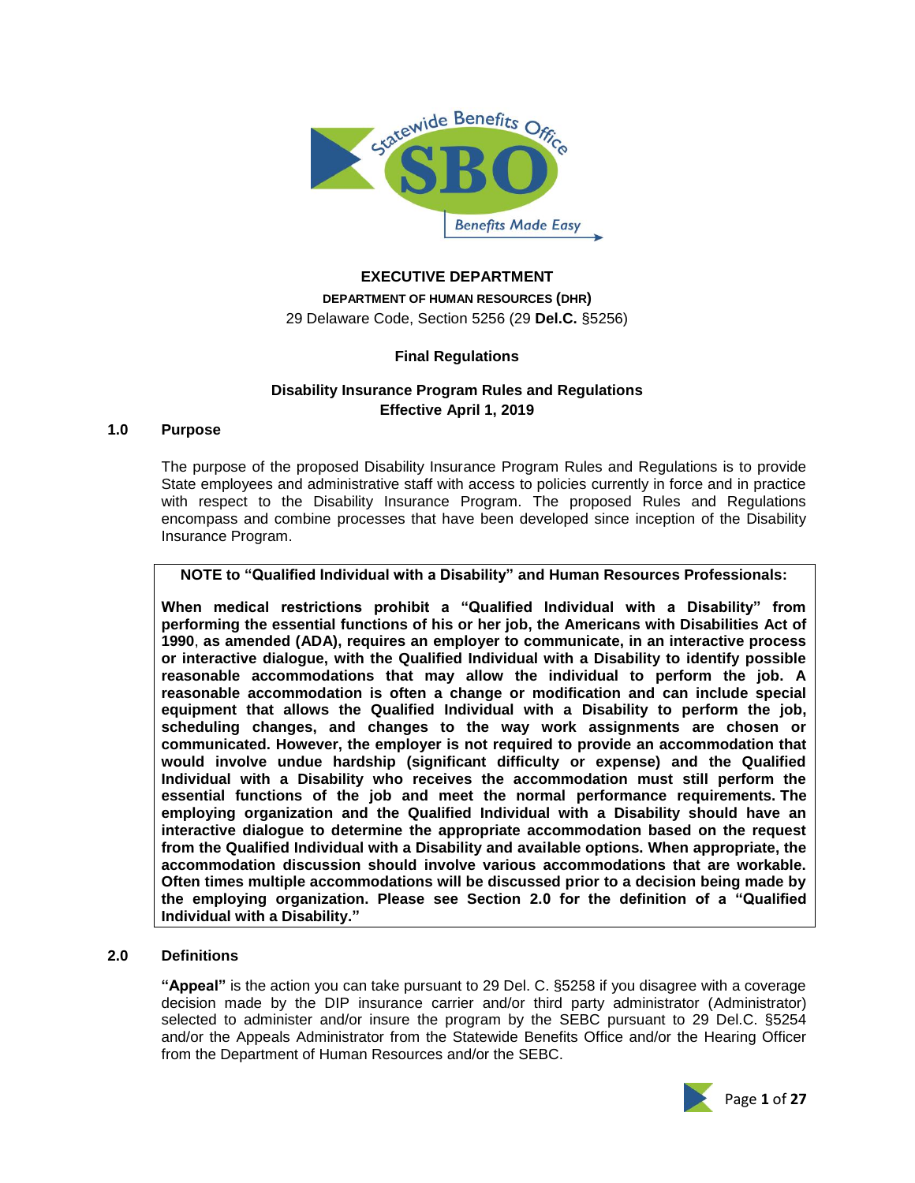**EXECUTIVE DEPARTMENT**

**DEPARTMENT OF HUMAN RESOURCES (DHR)**

29 Delaware Code, Section 5256 (29 **Del.C.** §5256)

**Final Regulations**

**Disability Insurance Program Rules and Regulations**
**Effective April 1, 2019**

## 1.0 Purpose

The purpose of the proposed Disability Insurance Program Rules and Regulations is to provide State employees and administrative staff with access to policies currently in force and in practice with respect to the Disability Insurance Program. The proposed Rules and Regulations encompass and combine processes that have been developed since inception of the Disability Insurance Program.

> **NOTE to "Qualified Individual with a Disability" and Human Resources Professionals:**
>
> **When medical restrictions prohibit a "Qualified Individual with a Disability" from performing the essential functions of his or her job, the Americans with Disabilities Act of 1990, as amended (ADA), requires an employer to communicate, in an interactive process or interactive dialogue, with the Qualified Individual with a Disability to identify possible reasonable accommodations that may allow the individual to perform the job. A reasonable accommodation is often a change or modification and can include special equipment that allows the Qualified Individual with a Disability to perform the job, scheduling changes, and changes to the way work assignments are chosen or communicated. However, the employer is not required to provide an accommodation that would involve undue hardship (significant difficulty or expense) and the Qualified Individual with a Disability who receives the accommodation must still perform the essential functions of the job and meet the normal performance requirements. The employing organization and the Qualified Individual with a Disability should have an interactive dialogue to determine the appropriate accommodation based on the request from the Qualified Individual with a Disability and available options. When appropriate, the accommodation discussion should involve various accommodations that are workable. Often times multiple accommodations will be discussed prior to a decision being made by the employing organization. Please see Section 2.0 for the definition of a "Qualified Individual with a Disability."**

## 2.0 Definitions

**"Appeal"** is the action you can take pursuant to 29 Del. C. §5258 if you disagree with a coverage decision made by the DIP insurance carrier and/or third party administrator (Administrator) selected to administer and/or insure the program by the SEBC pursuant to 29 Del.C. §5254 and/or the Appeals Administrator from the Statewide Benefits Office and/or the Hearing Officer from the Department of Human Resources and/or the SEBC.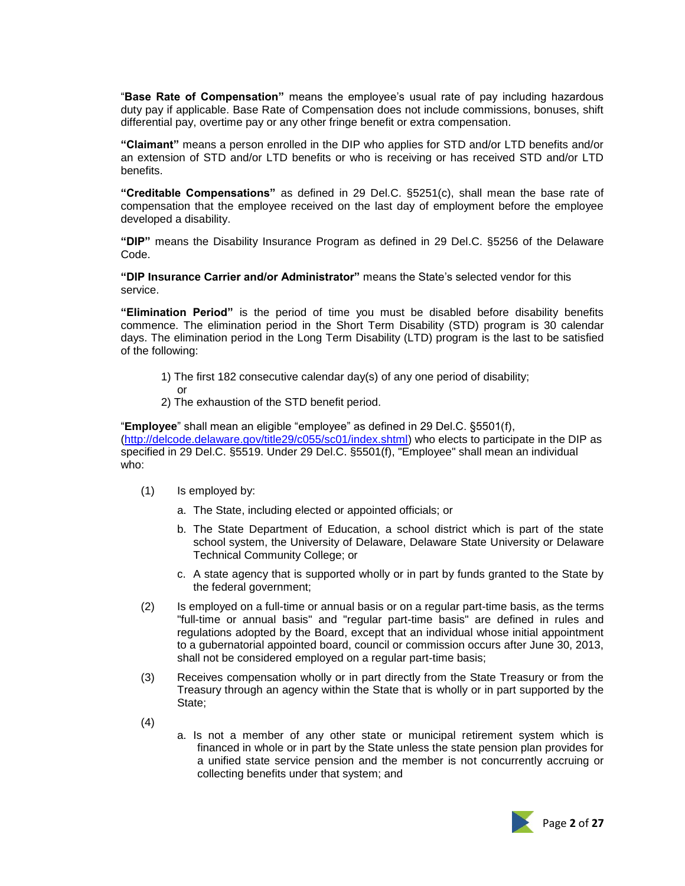"**Base Rate of Compensation"** means the employee's usual rate of pay including hazardous duty pay if applicable. Base Rate of Compensation does not include commissions, bonuses, shift differential pay, overtime pay or any other fringe benefit or extra compensation.

**"Claimant"** means a person enrolled in the DIP who applies for STD and/or LTD benefits and/or an extension of STD and/or LTD benefits or who is receiving or has received STD and/or LTD benefits.

**"Creditable Compensations"** as defined in 29 Del.C. §5251(c), shall mean the base rate of compensation that the employee received on the last day of employment before the employee developed a disability.

**"DIP"** means the Disability Insurance Program as defined in 29 Del.C. §5256 of the Delaware Code.

**"DIP Insurance Carrier and/or Administrator"** means the State's selected vendor for this service.

**"Elimination Period"** is the period of time you must be disabled before disability benefits commence. The elimination period in the Short Term Disability (STD) program is 30 calendar days. The elimination period in the Long Term Disability (LTD) program is the last to be satisfied of the following:

1) The first 182 consecutive calendar day(s) of any one period of disability; or
2) The exhaustion of the STD benefit period.

"**Employee**" shall mean an eligible "employee" as defined in 29 Del.C. §5501(f), ([http://delcode.delaware.gov/title29/c055/sc01/index.shtml](http://delcode.delaware.gov/title29/c055/sc01/index.shtml)) who elects to participate in the DIP as specified in 29 Del.C. §5519. Under 29 Del.C. §5501(f), "Employee" shall mean an individual who:

(1) Is employed by:

- a. The State, including elected or appointed officials; or
- b. The State Department of Education, a school district which is part of the state school system, the University of Delaware, Delaware State University or Delaware Technical Community College; or
- c. A state agency that is supported wholly or in part by funds granted to the State by the federal government;

(2) Is employed on a full-time or annual basis or on a regular part-time basis, as the terms "full-time or annual basis" and "regular part-time basis" are defined in rules and regulations adopted by the Board, except that an individual whose initial appointment to a gubernatorial appointed board, council or commission occurs after June 30, 2013, shall not be considered employed on a regular part-time basis;

(3) Receives compensation wholly or in part directly from the State Treasury or from the Treasury through an agency within the State that is wholly or in part supported by the State;

(4)

- a. Is not a member of any other state or municipal retirement system which is financed in whole or in part by the State unless the state pension plan provides for a unified state service pension and the member is not concurrently accruing or collecting benefits under that system; and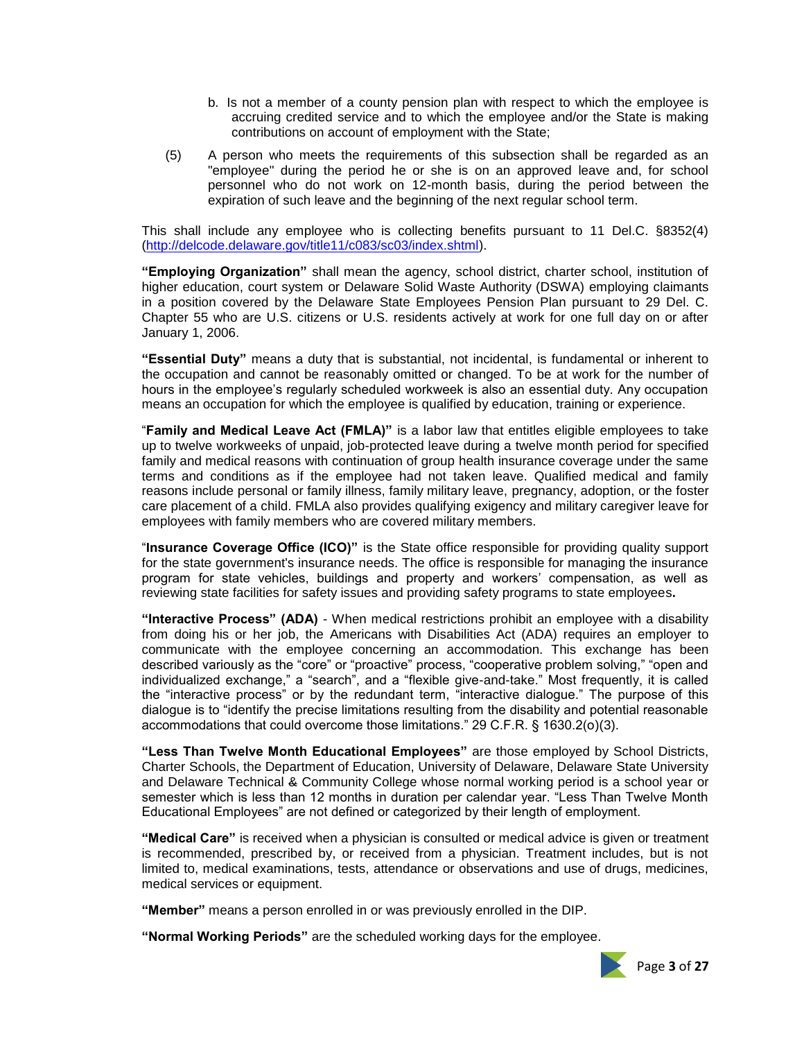b. Is not a member of a county pension plan with respect to which the employee is accruing credited service and to which the employee and/or the State is making contributions on account of employment with the State;

(5) A person who meets the requirements of this subsection shall be regarded as an "employee" during the period he or she is on an approved leave and, for school personnel who do not work on 12-month basis, during the period between the expiration of such leave and the beginning of the next regular school term.

This shall include any employee who is collecting benefits pursuant to 11 Del.C. §8352(4) (http://delcode.delaware.gov/title11/c083/sc03/index.shtml).

**"Employing Organization"** shall mean the agency, school district, charter school, institution of higher education, court system or Delaware Solid Waste Authority (DSWA) employing claimants in a position covered by the Delaware State Employees Pension Plan pursuant to 29 Del. C. Chapter 55 who are U.S. citizens or U.S. residents actively at work for one full day on or after January 1, 2006.

**"Essential Duty"** means a duty that is substantial, not incidental, is fundamental or inherent to the occupation and cannot be reasonably omitted or changed. To be at work for the number of hours in the employee's regularly scheduled workweek is also an essential duty. Any occupation means an occupation for which the employee is qualified by education, training or experience.

"**Family and Medical Leave Act (FMLA)"** is a labor law that entitles eligible employees to take up to twelve workweeks of unpaid, job-protected leave during a twelve month period for specified family and medical reasons with continuation of group health insurance coverage under the same terms and conditions as if the employee had not taken leave. Qualified medical and family reasons include personal or family illness, family military leave, pregnancy, adoption, or the foster care placement of a child. FMLA also provides qualifying exigency and military caregiver leave for employees with family members who are covered military members.

"**Insurance Coverage Office (ICO)"** is the State office responsible for providing quality support for the state government's insurance needs. The office is responsible for managing the insurance program for state vehicles, buildings and property and workers' compensation, as well as reviewing state facilities for safety issues and providing safety programs to state employees**.**

**"Interactive Process" (ADA)** - When medical restrictions prohibit an employee with a disability from doing his or her job, the Americans with Disabilities Act (ADA) requires an employer to communicate with the employee concerning an accommodation. This exchange has been described variously as the "core" or "proactive" process, "cooperative problem solving," "open and individualized exchange," a "search", and a "flexible give-and-take." Most frequently, it is called the "interactive process" or by the redundant term, "interactive dialogue." The purpose of this dialogue is to "identify the precise limitations resulting from the disability and potential reasonable accommodations that could overcome those limitations." 29 C.F.R. § 1630.2(o)(3).

**"Less Than Twelve Month Educational Employees"** are those employed by School Districts, Charter Schools, the Department of Education, University of Delaware, Delaware State University and Delaware Technical & Community College whose normal working period is a school year or semester which is less than 12 months in duration per calendar year. "Less Than Twelve Month Educational Employees" are not defined or categorized by their length of employment.

**"Medical Care"** is received when a physician is consulted or medical advice is given or treatment is recommended, prescribed by, or received from a physician. Treatment includes, but is not limited to, medical examinations, tests, attendance or observations and use of drugs, medicines, medical services or equipment.

**"Member"** means a person enrolled in or was previously enrolled in the DIP.

**"Normal Working Periods"** are the scheduled working days for the employee.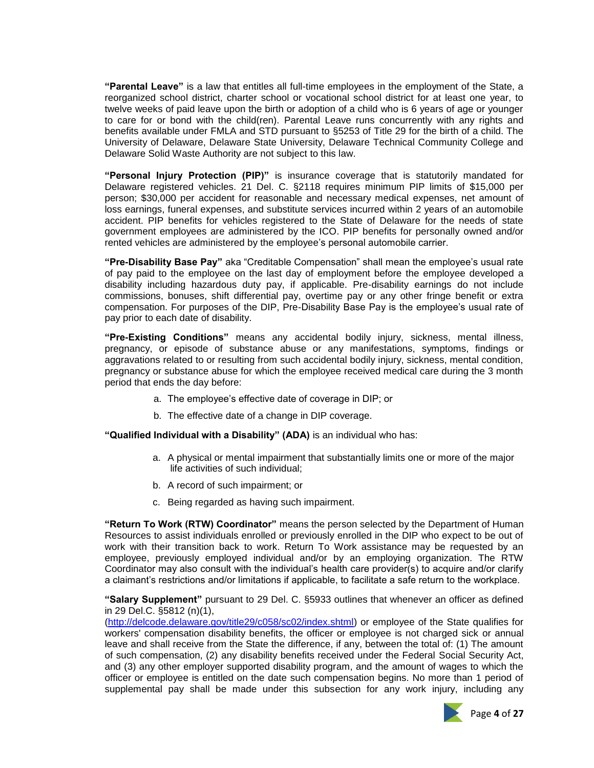**"Parental Leave"** is a law that entitles all full-time employees in the employment of the State, a reorganized school district, charter school or vocational school district for at least one year, to twelve weeks of paid leave upon the birth or adoption of a child who is 6 years of age or younger to care for or bond with the child(ren). Parental Leave runs concurrently with any rights and benefits available under FMLA and STD pursuant to §5253 of Title 29 for the birth of a child. The University of Delaware, Delaware State University, Delaware Technical Community College and Delaware Solid Waste Authority are not subject to this law.

**"Personal Injury Protection (PIP)"** is insurance coverage that is statutorily mandated for Delaware registered vehicles. 21 Del. C. §2118 requires minimum PIP limits of $15,000 per person; $30,000 per accident for reasonable and necessary medical expenses, net amount of loss earnings, funeral expenses, and substitute services incurred within 2 years of an automobile accident. PIP benefits for vehicles registered to the State of Delaware for the needs of state government employees are administered by the ICO. PIP benefits for personally owned and/or rented vehicles are administered by the employee's personal automobile carrier.

**"Pre-Disability Base Pay"** aka "Creditable Compensation" shall mean the employee's usual rate of pay paid to the employee on the last day of employment before the employee developed a disability including hazardous duty pay, if applicable. Pre-disability earnings do not include commissions, bonuses, shift differential pay, overtime pay or any other fringe benefit or extra compensation. For purposes of the DIP, Pre-Disability Base Pay is the employee's usual rate of pay prior to each date of disability.

**"Pre-Existing Conditions"** means any accidental bodily injury, sickness, mental illness, pregnancy, or episode of substance abuse or any manifestations, symptoms, findings or aggravations related to or resulting from such accidental bodily injury, sickness, mental condition, pregnancy or substance abuse for which the employee received medical care during the 3 month period that ends the day before:

a. The employee's effective date of coverage in DIP; or

b. The effective date of a change in DIP coverage.

**"Qualified Individual with a Disability" (ADA)** is an individual who has:

a. A physical or mental impairment that substantially limits one or more of the major life activities of such individual;

b. A record of such impairment; or

c. Being regarded as having such impairment.

**"Return To Work (RTW) Coordinator"** means the person selected by the Department of Human Resources to assist individuals enrolled or previously enrolled in the DIP who expect to be out of work with their transition back to work. Return To Work assistance may be requested by an employee, previously employed individual and/or by an employing organization. The RTW Coordinator may also consult with the individual's health care provider(s) to acquire and/or clarify a claimant's restrictions and/or limitations if applicable, to facilitate a safe return to the workplace.

**"Salary Supplement"** pursuant to 29 Del. C. §5933 outlines that whenever an officer as defined in 29 Del.C. §5812 (n)(1), (http://delcode.delaware.gov/title29/c058/sc02/index.shtml) or employee of the State qualifies for workers' compensation disability benefits, the officer or employee is not charged sick or annual leave and shall receive from the State the difference, if any, between the total of: (1) The amount of such compensation, (2) any disability benefits received under the Federal Social Security Act, and (3) any other employer supported disability program, and the amount of wages to which the officer or employee is entitled on the date such compensation begins. No more than 1 period of supplemental pay shall be made under this subsection for any work injury, including any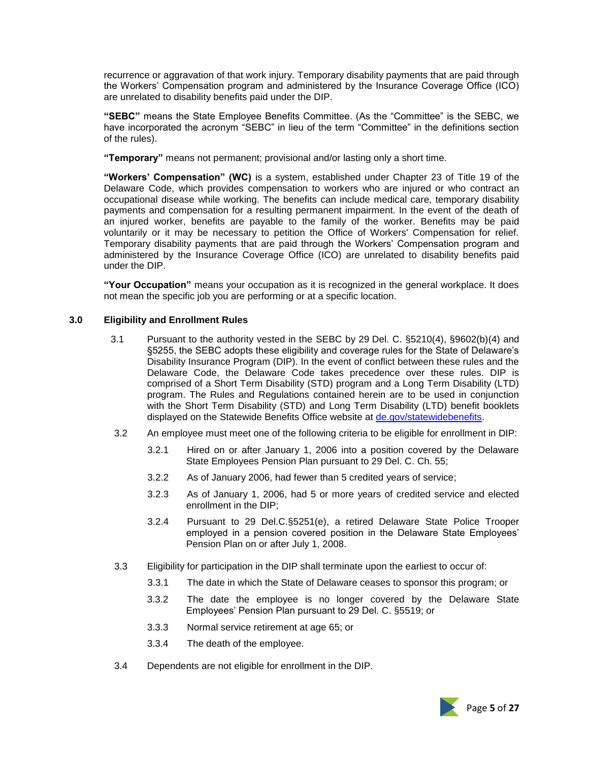recurrence or aggravation of that work injury. Temporary disability payments that are paid through the Workers' Compensation program and administered by the Insurance Coverage Office (ICO) are unrelated to disability benefits paid under the DIP.

**"SEBC"** means the State Employee Benefits Committee. (As the "Committee" is the SEBC, we have incorporated the acronym "SEBC" in lieu of the term "Committee" in the definitions section of the rules).

**"Temporary"** means not permanent; provisional and/or lasting only a short time.

**"Workers' Compensation" (WC)** is a system, established under Chapter 23 of Title 19 of the Delaware Code, which provides compensation to workers who are injured or who contract an occupational disease while working. The benefits can include medical care, temporary disability payments and compensation for a resulting permanent impairment. In the event of the death of an injured worker, benefits are payable to the family of the worker. Benefits may be paid voluntarily or it may be necessary to petition the Office of Workers' Compensation for relief. Temporary disability payments that are paid through the Workers' Compensation program and administered by the Insurance Coverage Office (ICO) are unrelated to disability benefits paid under the DIP.

**"Your Occupation"** means your occupation as it is recognized in the general workplace. It does not mean the specific job you are performing or at a specific location.

## 3.0 Eligibility and Enrollment Rules

3.1 Pursuant to the authority vested in the SEBC by 29 Del. C. §5210(4), §9602(b)(4) and §5255, the SEBC adopts these eligibility and coverage rules for the State of Delaware's Disability Insurance Program (DIP). In the event of conflict between these rules and the Delaware Code, the Delaware Code takes precedence over these rules. DIP is comprised of a Short Term Disability (STD) program and a Long Term Disability (LTD) program. The Rules and Regulations contained herein are to be used in conjunction with the Short Term Disability (STD) and Long Term Disability (LTD) benefit booklets displayed on the Statewide Benefits Office website at [de.gov/statewidebenefits](https://de.gov/statewidebenefits).

3.2 An employee must meet one of the following criteria to be eligible for enrollment in DIP:

3.2.1 Hired on or after January 1, 2006 into a position covered by the Delaware State Employees Pension Plan pursuant to 29 Del. C. Ch. 55;

3.2.2 As of January 2006, had fewer than 5 credited years of service;

3.2.3 As of January 1, 2006, had 5 or more years of credited service and elected enrollment in the DIP;

3.2.4 Pursuant to 29 Del.C.§5251(e), a retired Delaware State Police Trooper employed in a pension covered position in the Delaware State Employees' Pension Plan on or after July 1, 2008.

3.3 Eligibility for participation in the DIP shall terminate upon the earliest to occur of:

3.3.1 The date in which the State of Delaware ceases to sponsor this program; or

3.3.2 The date the employee is no longer covered by the Delaware State Employees' Pension Plan pursuant to 29 Del. C. §5519; or

3.3.3 Normal service retirement at age 65; or

3.3.4 The death of the employee.

3.4 Dependents are not eligible for enrollment in the DIP.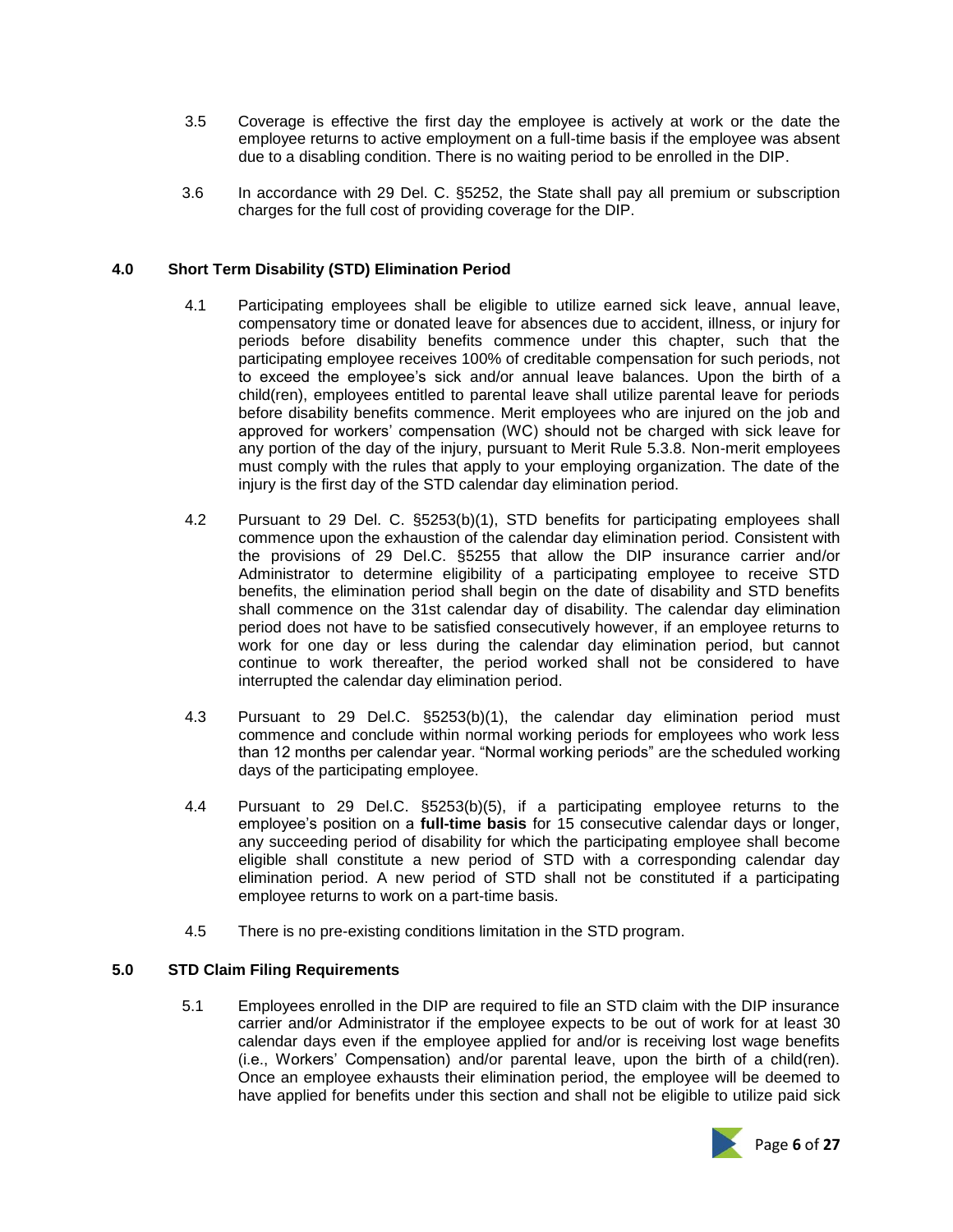3.5 Coverage is effective the first day the employee is actively at work or the date the employee returns to active employment on a full-time basis if the employee was absent due to a disabling condition. There is no waiting period to be enrolled in the DIP.

3.6 In accordance with 29 Del. C. §5252, the State shall pay all premium or subscription charges for the full cost of providing coverage for the DIP.

## 4.0 Short Term Disability (STD) Elimination Period

4.1 Participating employees shall be eligible to utilize earned sick leave, annual leave, compensatory time or donated leave for absences due to accident, illness, or injury for periods before disability benefits commence under this chapter, such that the participating employee receives 100% of creditable compensation for such periods, not to exceed the employee's sick and/or annual leave balances. Upon the birth of a child(ren), employees entitled to parental leave shall utilize parental leave for periods before disability benefits commence. Merit employees who are injured on the job and approved for workers' compensation (WC) should not be charged with sick leave for any portion of the day of the injury, pursuant to Merit Rule 5.3.8. Non-merit employees must comply with the rules that apply to your employing organization. The date of the injury is the first day of the STD calendar day elimination period.

4.2 Pursuant to 29 Del. C. §5253(b)(1), STD benefits for participating employees shall commence upon the exhaustion of the calendar day elimination period. Consistent with the provisions of 29 Del.C. §5255 that allow the DIP insurance carrier and/or Administrator to determine eligibility of a participating employee to receive STD benefits, the elimination period shall begin on the date of disability and STD benefits shall commence on the 31st calendar day of disability. The calendar day elimination period does not have to be satisfied consecutively however, if an employee returns to work for one day or less during the calendar day elimination period, but cannot continue to work thereafter, the period worked shall not be considered to have interrupted the calendar day elimination period.

4.3 Pursuant to 29 Del.C. §5253(b)(1), the calendar day elimination period must commence and conclude within normal working periods for employees who work less than 12 months per calendar year. "Normal working periods" are the scheduled working days of the participating employee.

4.4 Pursuant to 29 Del.C. §5253(b)(5), if a participating employee returns to the employee's position on a **full-time basis** for 15 consecutive calendar days or longer, any succeeding period of disability for which the participating employee shall become eligible shall constitute a new period of STD with a corresponding calendar day elimination period. A new period of STD shall not be constituted if a participating employee returns to work on a part-time basis.

4.5 There is no pre-existing conditions limitation in the STD program.

## 5.0 STD Claim Filing Requirements

5.1 Employees enrolled in the DIP are required to file an STD claim with the DIP insurance carrier and/or Administrator if the employee expects to be out of work for at least 30 calendar days even if the employee applied for and/or is receiving lost wage benefits (i.e., Workers' Compensation) and/or parental leave, upon the birth of a child(ren). Once an employee exhausts their elimination period, the employee will be deemed to have applied for benefits under this section and shall not be eligible to utilize paid sick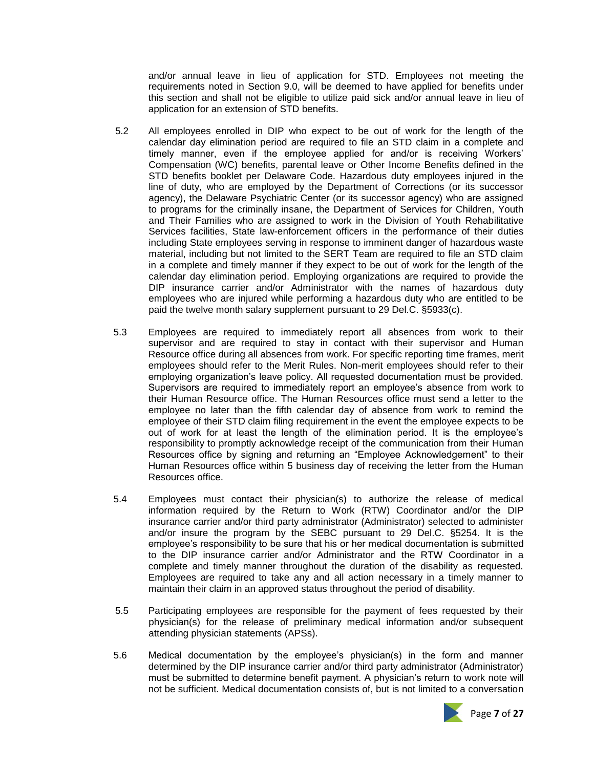and/or annual leave in lieu of application for STD. Employees not meeting the requirements noted in Section 9.0, will be deemed to have applied for benefits under this section and shall not be eligible to utilize paid sick and/or annual leave in lieu of application for an extension of STD benefits.

5.2 All employees enrolled in DIP who expect to be out of work for the length of the calendar day elimination period are required to file an STD claim in a complete and timely manner, even if the employee applied for and/or is receiving Workers' Compensation (WC) benefits, parental leave or Other Income Benefits defined in the STD benefits booklet per Delaware Code. Hazardous duty employees injured in the line of duty, who are employed by the Department of Corrections (or its successor agency), the Delaware Psychiatric Center (or its successor agency) who are assigned to programs for the criminally insane, the Department of Services for Children, Youth and Their Families who are assigned to work in the Division of Youth Rehabilitative Services facilities, State law-enforcement officers in the performance of their duties including State employees serving in response to imminent danger of hazardous waste material, including but not limited to the SERT Team are required to file an STD claim in a complete and timely manner if they expect to be out of work for the length of the calendar day elimination period. Employing organizations are required to provide the DIP insurance carrier and/or Administrator with the names of hazardous duty employees who are injured while performing a hazardous duty who are entitled to be paid the twelve month salary supplement pursuant to 29 Del.C. §5933(c).

5.3 Employees are required to immediately report all absences from work to their supervisor and are required to stay in contact with their supervisor and Human Resource office during all absences from work. For specific reporting time frames, merit employees should refer to the Merit Rules. Non-merit employees should refer to their employing organization's leave policy. All requested documentation must be provided. Supervisors are required to immediately report an employee's absence from work to their Human Resource office. The Human Resources office must send a letter to the employee no later than the fifth calendar day of absence from work to remind the employee of their STD claim filing requirement in the event the employee expects to be out of work for at least the length of the elimination period. It is the employee's responsibility to promptly acknowledge receipt of the communication from their Human Resources office by signing and returning an "Employee Acknowledgement" to their Human Resources office within 5 business day of receiving the letter from the Human Resources office.

5.4 Employees must contact their physician(s) to authorize the release of medical information required by the Return to Work (RTW) Coordinator and/or the DIP insurance carrier and/or third party administrator (Administrator) selected to administer and/or insure the program by the SEBC pursuant to 29 Del.C. §5254. It is the employee's responsibility to be sure that his or her medical documentation is submitted to the DIP insurance carrier and/or Administrator and the RTW Coordinator in a complete and timely manner throughout the duration of the disability as requested. Employees are required to take any and all action necessary in a timely manner to maintain their claim in an approved status throughout the period of disability.

5.5 Participating employees are responsible for the payment of fees requested by their physician(s) for the release of preliminary medical information and/or subsequent attending physician statements (APSs).

5.6 Medical documentation by the employee's physician(s) in the form and manner determined by the DIP insurance carrier and/or third party administrator (Administrator) must be submitted to determine benefit payment. A physician's return to work note will not be sufficient. Medical documentation consists of, but is not limited to a conversation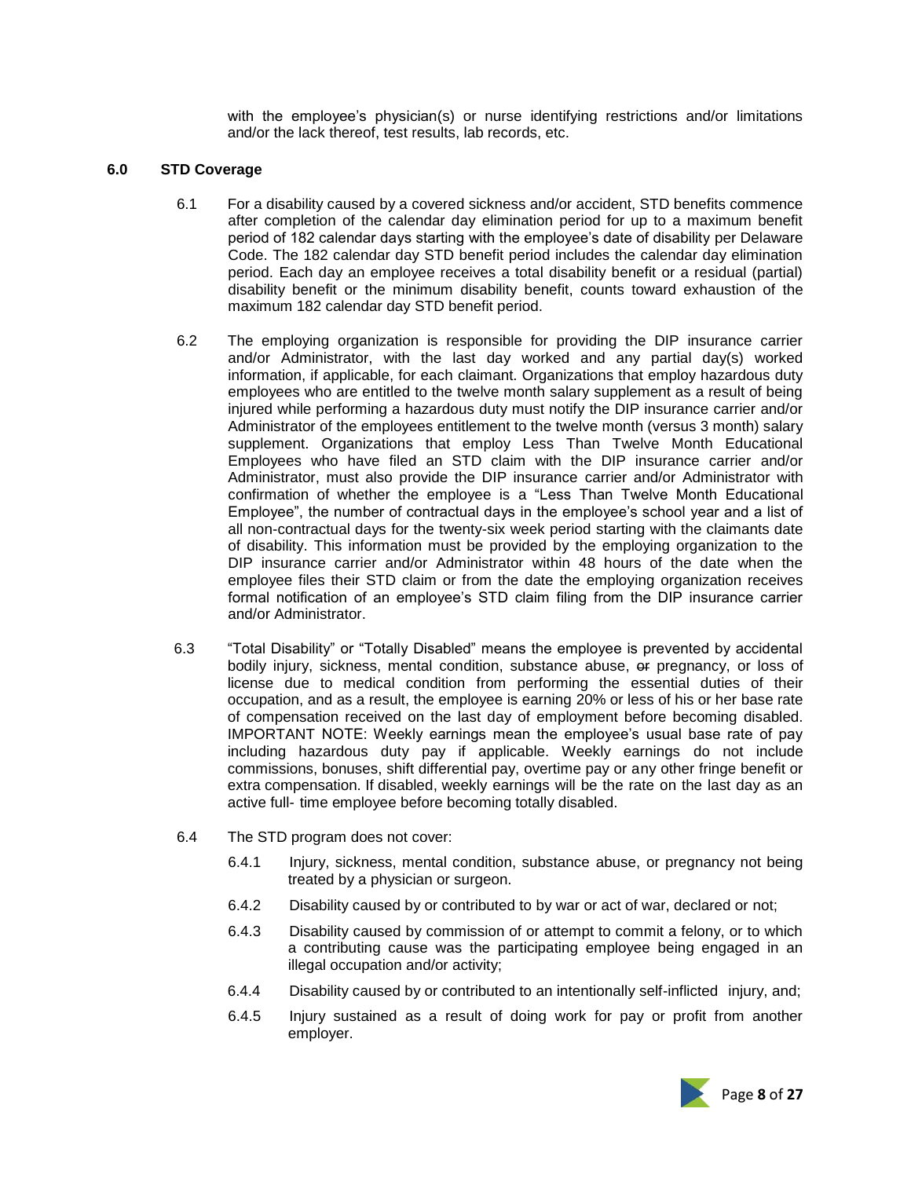with the employee's physician(s) or nurse identifying restrictions and/or limitations and/or the lack thereof, test results, lab records, etc.

## 6.0 STD Coverage

6.1 For a disability caused by a covered sickness and/or accident, STD benefits commence after completion of the calendar day elimination period for up to a maximum benefit period of 182 calendar days starting with the employee's date of disability per Delaware Code. The 182 calendar day STD benefit period includes the calendar day elimination period. Each day an employee receives a total disability benefit or a residual (partial) disability benefit or the minimum disability benefit, counts toward exhaustion of the maximum 182 calendar day STD benefit period.

6.2 The employing organization is responsible for providing the DIP insurance carrier and/or Administrator, with the last day worked and any partial day(s) worked information, if applicable, for each claimant. Organizations that employ hazardous duty employees who are entitled to the twelve month salary supplement as a result of being injured while performing a hazardous duty must notify the DIP insurance carrier and/or Administrator of the employees entitlement to the twelve month (versus 3 month) salary supplement. Organizations that employ Less Than Twelve Month Educational Employees who have filed an STD claim with the DIP insurance carrier and/or Administrator, must also provide the DIP insurance carrier and/or Administrator with confirmation of whether the employee is a "Less Than Twelve Month Educational Employee", the number of contractual days in the employee's school year and a list of all non-contractual days for the twenty-six week period starting with the claimants date of disability. This information must be provided by the employing organization to the DIP insurance carrier and/or Administrator within 48 hours of the date when the employee files their STD claim or from the date the employing organization receives formal notification of an employee's STD claim filing from the DIP insurance carrier and/or Administrator.

6.3 "Total Disability" or "Totally Disabled" means the employee is prevented by accidental bodily injury, sickness, mental condition, substance abuse, ~~or~~ pregnancy, or loss of license due to medical condition from performing the essential duties of their occupation, and as a result, the employee is earning 20% or less of his or her base rate of compensation received on the last day of employment before becoming disabled. IMPORTANT NOTE: Weekly earnings mean the employee's usual base rate of pay including hazardous duty pay if applicable. Weekly earnings do not include commissions, bonuses, shift differential pay, overtime pay or any other fringe benefit or extra compensation. If disabled, weekly earnings will be the rate on the last day as an active full- time employee before becoming totally disabled.

6.4 The STD program does not cover:

6.4.1 Injury, sickness, mental condition, substance abuse, or pregnancy not being treated by a physician or surgeon.

6.4.2 Disability caused by or contributed to by war or act of war, declared or not;

6.4.3 Disability caused by commission of or attempt to commit a felony, or to which a contributing cause was the participating employee being engaged in an illegal occupation and/or activity;

6.4.4 Disability caused by or contributed to an intentionally self-inflicted injury, and;

6.4.5 Injury sustained as a result of doing work for pay or profit from another employer.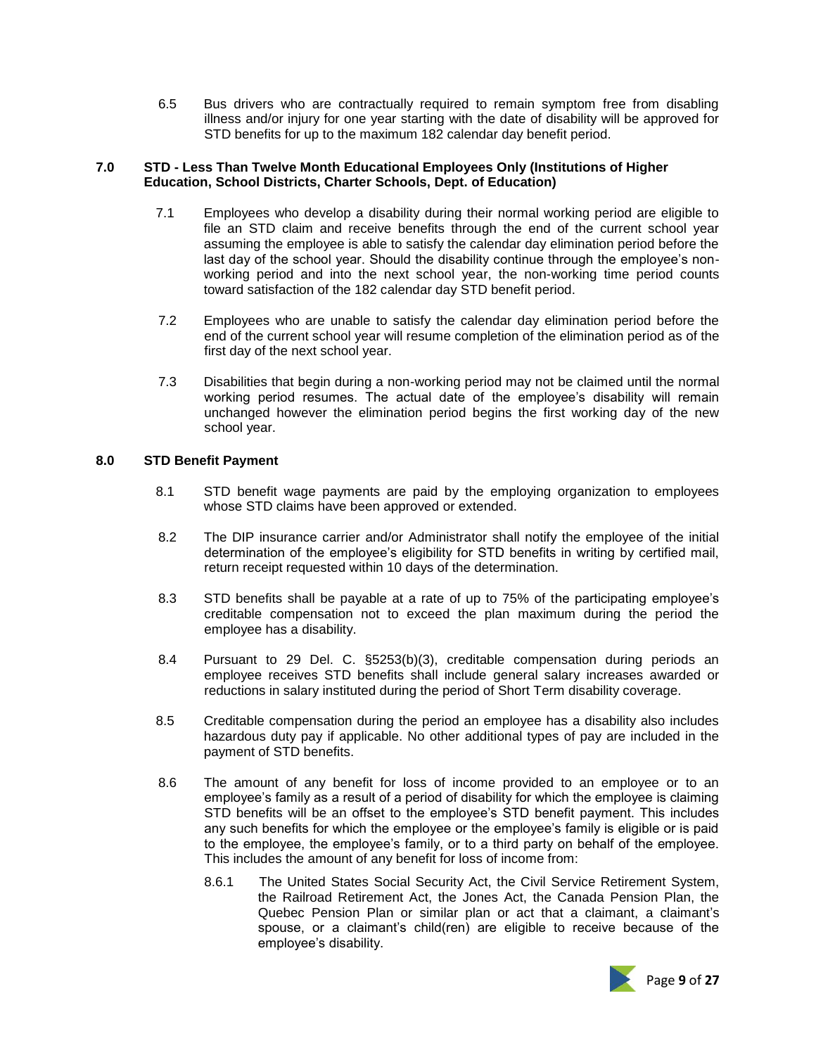6.5 Bus drivers who are contractually required to remain symptom free from disabling illness and/or injury for one year starting with the date of disability will be approved for STD benefits for up to the maximum 182 calendar day benefit period.

## 7.0 STD - Less Than Twelve Month Educational Employees Only (Institutions of Higher Education, School Districts, Charter Schools, Dept. of Education)

7.1 Employees who develop a disability during their normal working period are eligible to file an STD claim and receive benefits through the end of the current school year assuming the employee is able to satisfy the calendar day elimination period before the last day of the school year. Should the disability continue through the employee's non-working period and into the next school year, the non-working time period counts toward satisfaction of the 182 calendar day STD benefit period.

7.2 Employees who are unable to satisfy the calendar day elimination period before the end of the current school year will resume completion of the elimination period as of the first day of the next school year.

7.3 Disabilities that begin during a non-working period may not be claimed until the normal working period resumes. The actual date of the employee's disability will remain unchanged however the elimination period begins the first working day of the new school year.

## 8.0 STD Benefit Payment

8.1 STD benefit wage payments are paid by the employing organization to employees whose STD claims have been approved or extended.

8.2 The DIP insurance carrier and/or Administrator shall notify the employee of the initial determination of the employee's eligibility for STD benefits in writing by certified mail, return receipt requested within 10 days of the determination.

8.3 STD benefits shall be payable at a rate of up to 75% of the participating employee's creditable compensation not to exceed the plan maximum during the period the employee has a disability.

8.4 Pursuant to 29 Del. C. §5253(b)(3), creditable compensation during periods an employee receives STD benefits shall include general salary increases awarded or reductions in salary instituted during the period of Short Term disability coverage.

8.5 Creditable compensation during the period an employee has a disability also includes hazardous duty pay if applicable. No other additional types of pay are included in the payment of STD benefits.

8.6 The amount of any benefit for loss of income provided to an employee or to an employee's family as a result of a period of disability for which the employee is claiming STD benefits will be an offset to the employee's STD benefit payment. This includes any such benefits for which the employee or the employee's family is eligible or is paid to the employee, the employee's family, or to a third party on behalf of the employee. This includes the amount of any benefit for loss of income from:

8.6.1 The United States Social Security Act, the Civil Service Retirement System, the Railroad Retirement Act, the Jones Act, the Canada Pension Plan, the Quebec Pension Plan or similar plan or act that a claimant, a claimant's spouse, or a claimant's child(ren) are eligible to receive because of the employee's disability.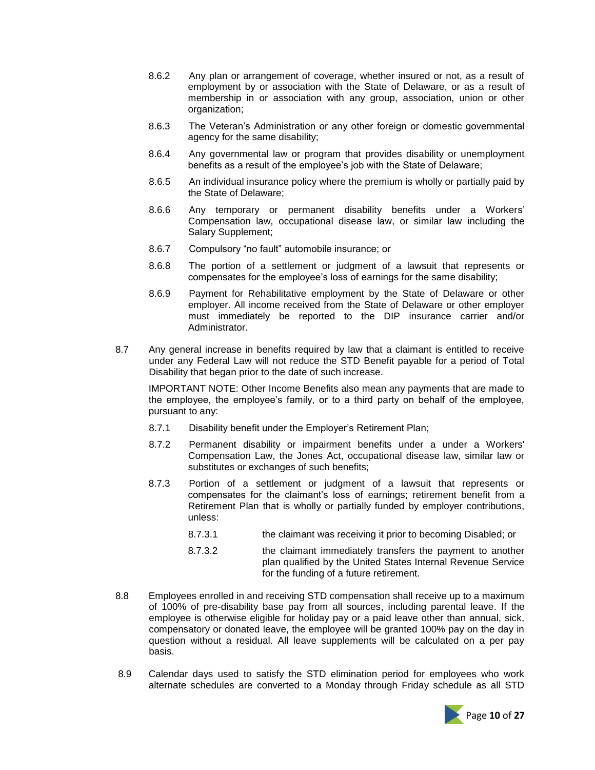8.6.2 Any plan or arrangement of coverage, whether insured or not, as a result of employment by or association with the State of Delaware, or as a result of membership in or association with any group, association, union or other organization;

8.6.3 The Veteran's Administration or any other foreign or domestic governmental agency for the same disability;

8.6.4 Any governmental law or program that provides disability or unemployment benefits as a result of the employee's job with the State of Delaware;

8.6.5 An individual insurance policy where the premium is wholly or partially paid by the State of Delaware;

8.6.6 Any temporary or permanent disability benefits under a Workers' Compensation law, occupational disease law, or similar law including the Salary Supplement;

8.6.7 Compulsory "no fault" automobile insurance; or

8.6.8 The portion of a settlement or judgment of a lawsuit that represents or compensates for the employee's loss of earnings for the same disability;

8.6.9 Payment for Rehabilitative employment by the State of Delaware or other employer. All income received from the State of Delaware or other employer must immediately be reported to the DIP insurance carrier and/or Administrator.

8.7 Any general increase in benefits required by law that a claimant is entitled to receive under any Federal Law will not reduce the STD Benefit payable for a period of Total Disability that began prior to the date of such increase.

IMPORTANT NOTE: Other Income Benefits also mean any payments that are made to the employee, the employee's family, or to a third party on behalf of the employee, pursuant to any:

8.7.1 Disability benefit under the Employer's Retirement Plan;

8.7.2 Permanent disability or impairment benefits under a under a Workers' Compensation Law, the Jones Act, occupational disease law, similar law or substitutes or exchanges of such benefits;

8.7.3 Portion of a settlement or judgment of a lawsuit that represents or compensates for the claimant's loss of earnings; retirement benefit from a Retirement Plan that is wholly or partially funded by employer contributions, unless:

8.7.3.1 the claimant was receiving it prior to becoming Disabled; or

8.7.3.2 the claimant immediately transfers the payment to another plan qualified by the United States Internal Revenue Service for the funding of a future retirement.

8.8 Employees enrolled in and receiving STD compensation shall receive up to a maximum of 100% of pre-disability base pay from all sources, including parental leave. If the employee is otherwise eligible for holiday pay or a paid leave other than annual, sick, compensatory or donated leave, the employee will be granted 100% pay on the day in question without a residual. All leave supplements will be calculated on a per pay basis.

8.9 Calendar days used to satisfy the STD elimination period for employees who work alternate schedules are converted to a Monday through Friday schedule as all STD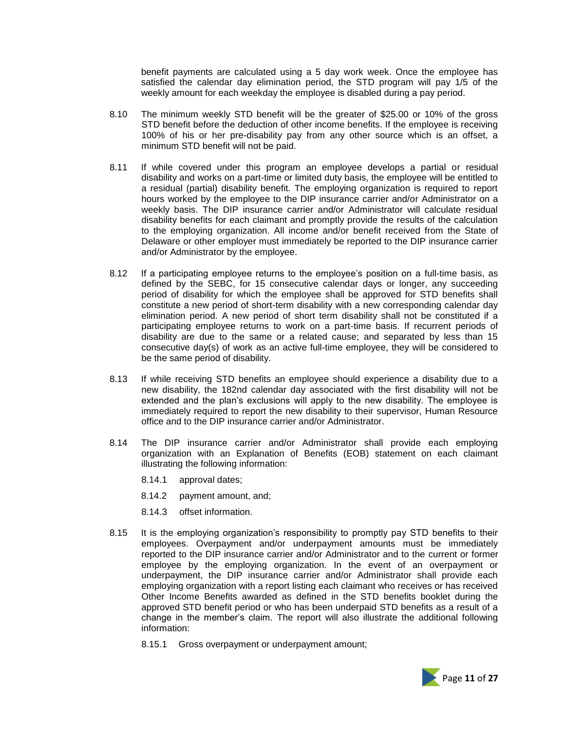benefit payments are calculated using a 5 day work week. Once the employee has satisfied the calendar day elimination period, the STD program will pay 1/5 of the weekly amount for each weekday the employee is disabled during a pay period.

8.10 The minimum weekly STD benefit will be the greater of $25.00 or 10% of the gross STD benefit before the deduction of other income benefits. If the employee is receiving 100% of his or her pre-disability pay from any other source which is an offset, a minimum STD benefit will not be paid.

8.11 If while covered under this program an employee develops a partial or residual disability and works on a part-time or limited duty basis, the employee will be entitled to a residual (partial) disability benefit. The employing organization is required to report hours worked by the employee to the DIP insurance carrier and/or Administrator on a weekly basis. The DIP insurance carrier and/or Administrator will calculate residual disability benefits for each claimant and promptly provide the results of the calculation to the employing organization. All income and/or benefit received from the State of Delaware or other employer must immediately be reported to the DIP insurance carrier and/or Administrator by the employee.

8.12 If a participating employee returns to the employee's position on a full-time basis, as defined by the SEBC, for 15 consecutive calendar days or longer, any succeeding period of disability for which the employee shall be approved for STD benefits shall constitute a new period of short-term disability with a new corresponding calendar day elimination period. A new period of short term disability shall not be constituted if a participating employee returns to work on a part-time basis. If recurrent periods of disability are due to the same or a related cause; and separated by less than 15 consecutive day(s) of work as an active full-time employee, they will be considered to be the same period of disability.

8.13 If while receiving STD benefits an employee should experience a disability due to a new disability, the 182nd calendar day associated with the first disability will not be extended and the plan's exclusions will apply to the new disability. The employee is immediately required to report the new disability to their supervisor, Human Resource office and to the DIP insurance carrier and/or Administrator.

8.14 The DIP insurance carrier and/or Administrator shall provide each employing organization with an Explanation of Benefits (EOB) statement on each claimant illustrating the following information:

8.14.1 approval dates;

8.14.2 payment amount, and;

8.14.3 offset information.

8.15 It is the employing organization's responsibility to promptly pay STD benefits to their employees. Overpayment and/or underpayment amounts must be immediately reported to the DIP insurance carrier and/or Administrator and to the current or former employee by the employing organization. In the event of an overpayment or underpayment, the DIP insurance carrier and/or Administrator shall provide each employing organization with a report listing each claimant who receives or has received Other Income Benefits awarded as defined in the STD benefits booklet during the approved STD benefit period or who has been underpaid STD benefits as a result of a change in the member's claim. The report will also illustrate the additional following information:

8.15.1 Gross overpayment or underpayment amount;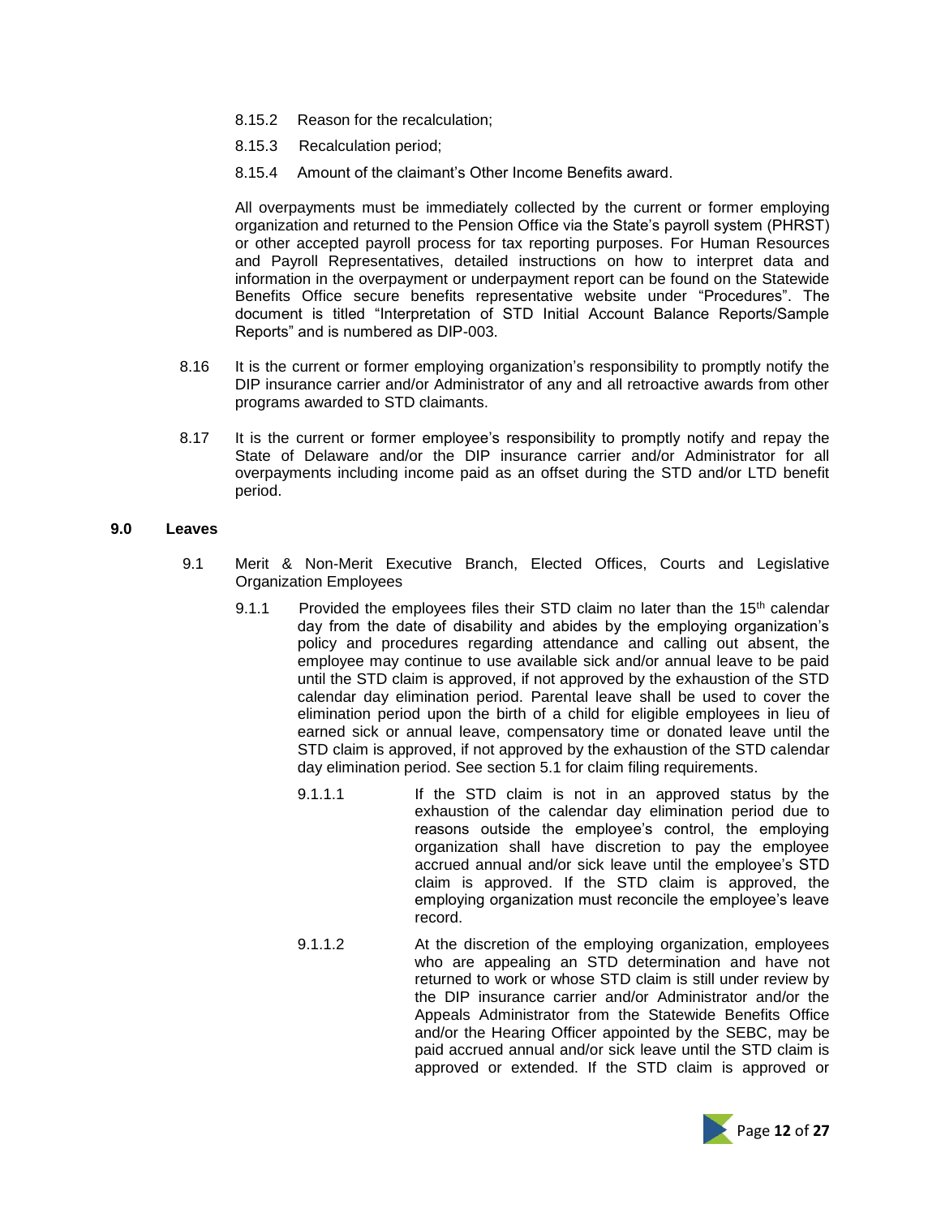8.15.2 Reason for the recalculation;

8.15.3 Recalculation period;

8.15.4 Amount of the claimant's Other Income Benefits award.

All overpayments must be immediately collected by the current or former employing organization and returned to the Pension Office via the State's payroll system (PHRST) or other accepted payroll process for tax reporting purposes. For Human Resources and Payroll Representatives, detailed instructions on how to interpret data and information in the overpayment or underpayment report can be found on the Statewide Benefits Office secure benefits representative website under "Procedures". The document is titled "Interpretation of STD Initial Account Balance Reports/Sample Reports" and is numbered as DIP-003.

8.16 It is the current or former employing organization's responsibility to promptly notify the DIP insurance carrier and/or Administrator of any and all retroactive awards from other programs awarded to STD claimants.

8.17 It is the current or former employee's responsibility to promptly notify and repay the State of Delaware and/or the DIP insurance carrier and/or Administrator for all overpayments including income paid as an offset during the STD and/or LTD benefit period.

## 9.0 Leaves

9.1 Merit & Non-Merit Executive Branch, Elected Offices, Courts and Legislative Organization Employees

9.1.1 Provided the employees files their STD claim no later than the 15th calendar day from the date of disability and abides by the employing organization's policy and procedures regarding attendance and calling out absent, the employee may continue to use available sick and/or annual leave to be paid until the STD claim is approved, if not approved by the exhaustion of the STD calendar day elimination period. Parental leave shall be used to cover the elimination period upon the birth of a child for eligible employees in lieu of earned sick or annual leave, compensatory time or donated leave until the STD claim is approved, if not approved by the exhaustion of the STD calendar day elimination period. See section 5.1 for claim filing requirements.

9.1.1.1 If the STD claim is not in an approved status by the exhaustion of the calendar day elimination period due to reasons outside the employee's control, the employing organization shall have discretion to pay the employee accrued annual and/or sick leave until the employee's STD claim is approved. If the STD claim is approved, the employing organization must reconcile the employee's leave record.

9.1.1.2 At the discretion of the employing organization, employees who are appealing an STD determination and have not returned to work or whose STD claim is still under review by the DIP insurance carrier and/or Administrator and/or the Appeals Administrator from the Statewide Benefits Office and/or the Hearing Officer appointed by the SEBC, may be paid accrued annual and/or sick leave until the STD claim is approved or extended. If the STD claim is approved or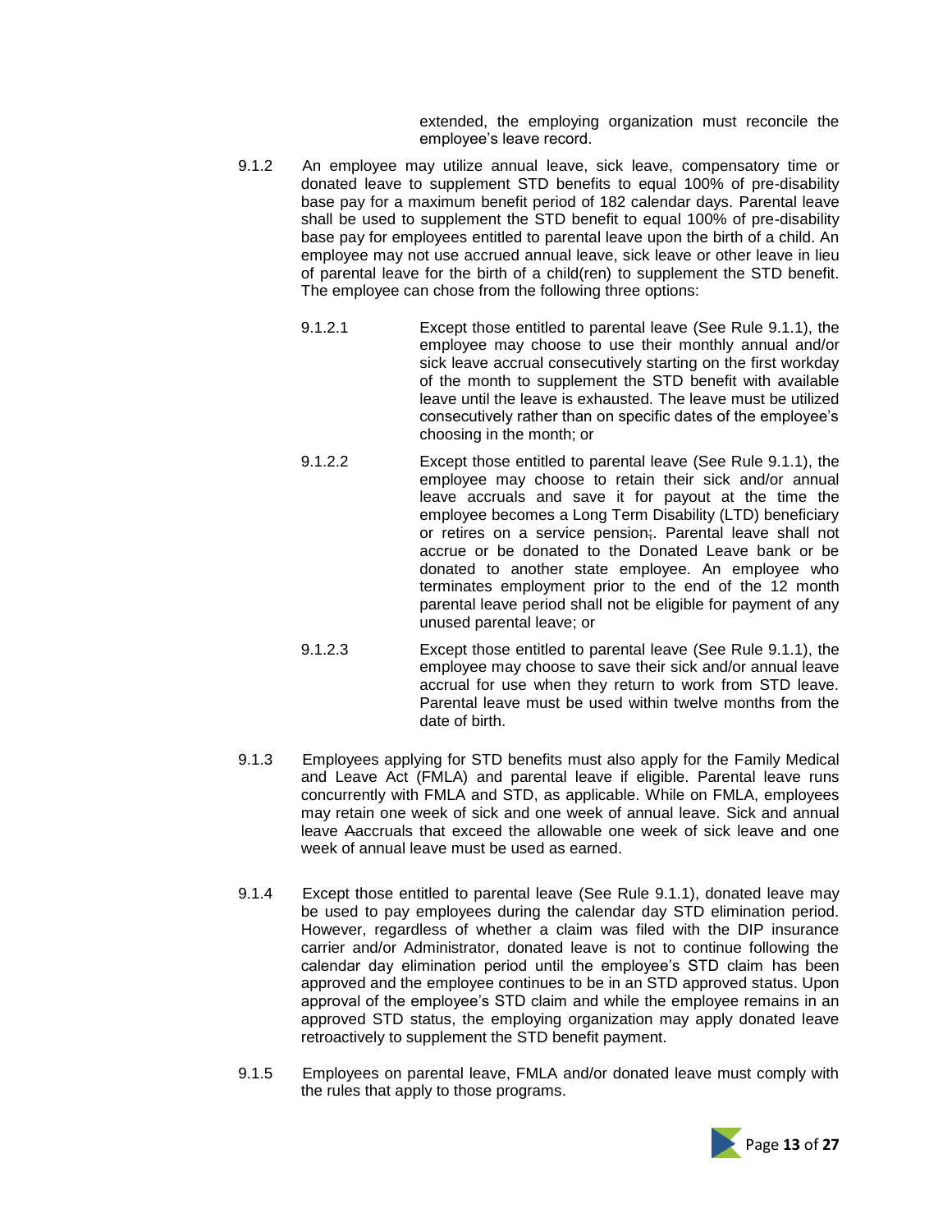extended, the employing organization must reconcile the employee's leave record.

9.1.2 An employee may utilize annual leave, sick leave, compensatory time or donated leave to supplement STD benefits to equal 100% of pre-disability base pay for a maximum benefit period of 182 calendar days. Parental leave shall be used to supplement the STD benefit to equal 100% of pre-disability base pay for employees entitled to parental leave upon the birth of a child. An employee may not use accrued annual leave, sick leave or other leave in lieu of parental leave for the birth of a child(ren) to supplement the STD benefit. The employee can chose from the following three options:

9.1.2.1 Except those entitled to parental leave (See Rule 9.1.1), the employee may choose to use their monthly annual and/or sick leave accrual consecutively starting on the first workday of the month to supplement the STD benefit with available leave until the leave is exhausted. The leave must be utilized consecutively rather than on specific dates of the employee's choosing in the month; or

9.1.2.2 Except those entitled to parental leave (See Rule 9.1.1), the employee may choose to retain their sick and/or annual leave accruals and save it for payout at the time the employee becomes a Long Term Disability (LTD) beneficiary or retires on a service pension;. Parental leave shall not accrue or be donated to the Donated Leave bank or be donated to another state employee. An employee who terminates employment prior to the end of the 12 month parental leave period shall not be eligible for payment of any unused parental leave; or

9.1.2.3 Except those entitled to parental leave (See Rule 9.1.1), the employee may choose to save their sick and/or annual leave accrual for use when they return to work from STD leave. Parental leave must be used within twelve months from the date of birth.

9.1.3 Employees applying for STD benefits must also apply for the Family Medical and Leave Act (FMLA) and parental leave if eligible. Parental leave runs concurrently with FMLA and STD, as applicable. While on FMLA, employees may retain one week of sick and one week of annual leave. Sick and annual leave Aaccruals that exceed the allowable one week of sick leave and one week of annual leave must be used as earned.

9.1.4 Except those entitled to parental leave (See Rule 9.1.1), donated leave may be used to pay employees during the calendar day STD elimination period. However, regardless of whether a claim was filed with the DIP insurance carrier and/or Administrator, donated leave is not to continue following the calendar day elimination period until the employee's STD claim has been approved and the employee continues to be in an STD approved status. Upon approval of the employee's STD claim and while the employee remains in an approved STD status, the employing organization may apply donated leave retroactively to supplement the STD benefit payment.

9.1.5 Employees on parental leave, FMLA and/or donated leave must comply with the rules that apply to those programs.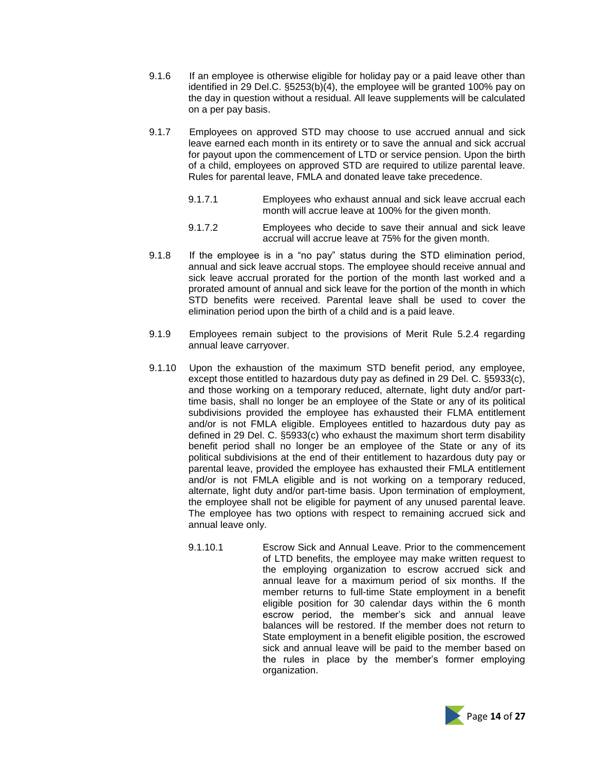9.1.6 If an employee is otherwise eligible for holiday pay or a paid leave other than identified in 29 Del.C. §5253(b)(4), the employee will be granted 100% pay on the day in question without a residual. All leave supplements will be calculated on a per pay basis.

9.1.7 Employees on approved STD may choose to use accrued annual and sick leave earned each month in its entirety or to save the annual and sick accrual for payout upon the commencement of LTD or service pension. Upon the birth of a child, employees on approved STD are required to utilize parental leave. Rules for parental leave, FMLA and donated leave take precedence.

9.1.7.1 Employees who exhaust annual and sick leave accrual each month will accrue leave at 100% for the given month.

9.1.7.2 Employees who decide to save their annual and sick leave accrual will accrue leave at 75% for the given month.

9.1.8 If the employee is in a "no pay" status during the STD elimination period, annual and sick leave accrual stops. The employee should receive annual and sick leave accrual prorated for the portion of the month last worked and a prorated amount of annual and sick leave for the portion of the month in which STD benefits were received. Parental leave shall be used to cover the elimination period upon the birth of a child and is a paid leave.

9.1.9 Employees remain subject to the provisions of Merit Rule 5.2.4 regarding annual leave carryover.

9.1.10 Upon the exhaustion of the maximum STD benefit period, any employee, except those entitled to hazardous duty pay as defined in 29 Del. C. §5933(c), and those working on a temporary reduced, alternate, light duty and/or part-time basis, shall no longer be an employee of the State or any of its political subdivisions provided the employee has exhausted their FLMA entitlement and/or is not FMLA eligible. Employees entitled to hazardous duty pay as defined in 29 Del. C. §5933(c) who exhaust the maximum short term disability benefit period shall no longer be an employee of the State or any of its political subdivisions at the end of their entitlement to hazardous duty pay or parental leave, provided the employee has exhausted their FMLA entitlement and/or is not FMLA eligible and is not working on a temporary reduced, alternate, light duty and/or part-time basis. Upon termination of employment, the employee shall not be eligible for payment of any unused parental leave. The employee has two options with respect to remaining accrued sick and annual leave only.

9.1.10.1 Escrow Sick and Annual Leave. Prior to the commencement of LTD benefits, the employee may make written request to the employing organization to escrow accrued sick and annual leave for a maximum period of six months. If the member returns to full-time State employment in a benefit eligible position for 30 calendar days within the 6 month escrow period, the member's sick and annual leave balances will be restored. If the member does not return to State employment in a benefit eligible position, the escrowed sick and annual leave will be paid to the member based on the rules in place by the member's former employing organization.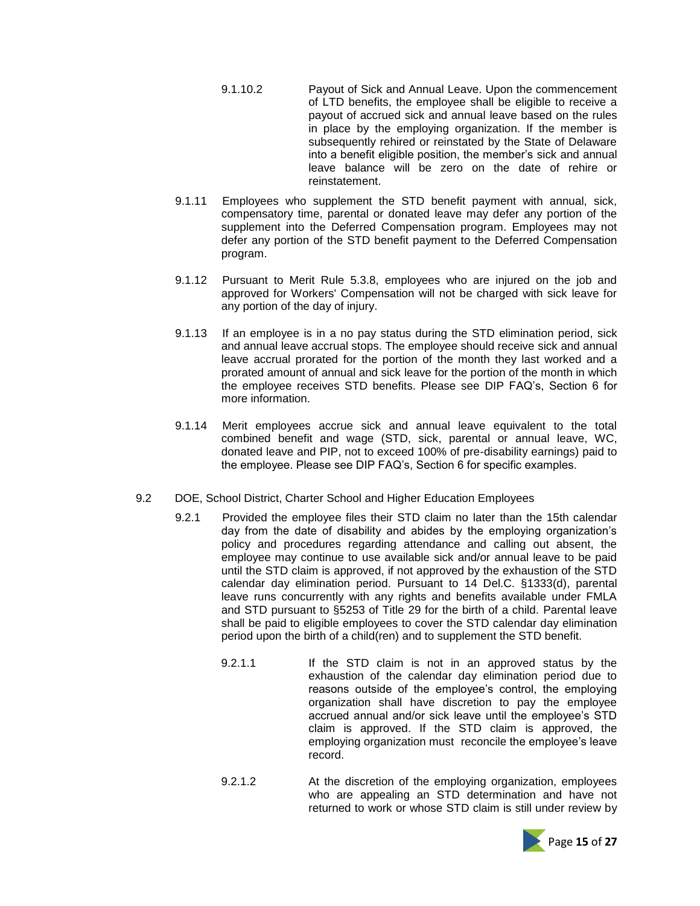9.1.10.2 Payout of Sick and Annual Leave. Upon the commencement of LTD benefits, the employee shall be eligible to receive a payout of accrued sick and annual leave based on the rules in place by the employing organization. If the member is subsequently rehired or reinstated by the State of Delaware into a benefit eligible position, the member's sick and annual leave balance will be zero on the date of rehire or reinstatement.

9.1.11 Employees who supplement the STD benefit payment with annual, sick, compensatory time, parental or donated leave may defer any portion of the supplement into the Deferred Compensation program. Employees may not defer any portion of the STD benefit payment to the Deferred Compensation program.

9.1.12 Pursuant to Merit Rule 5.3.8, employees who are injured on the job and approved for Workers' Compensation will not be charged with sick leave for any portion of the day of injury.

9.1.13 If an employee is in a no pay status during the STD elimination period, sick and annual leave accrual stops. The employee should receive sick and annual leave accrual prorated for the portion of the month they last worked and a prorated amount of annual and sick leave for the portion of the month in which the employee receives STD benefits. Please see DIP FAQ's, Section 6 for more information.

9.1.14 Merit employees accrue sick and annual leave equivalent to the total combined benefit and wage (STD, sick, parental or annual leave, WC, donated leave and PIP, not to exceed 100% of pre-disability earnings) paid to the employee. Please see DIP FAQ's, Section 6 for specific examples.

9.2 DOE, School District, Charter School and Higher Education Employees

9.2.1 Provided the employee files their STD claim no later than the 15th calendar day from the date of disability and abides by the employing organization's policy and procedures regarding attendance and calling out absent, the employee may continue to use available sick and/or annual leave to be paid until the STD claim is approved, if not approved by the exhaustion of the STD calendar day elimination period. Pursuant to 14 Del.C. §1333(d), parental leave runs concurrently with any rights and benefits available under FMLA and STD pursuant to §5253 of Title 29 for the birth of a child. Parental leave shall be paid to eligible employees to cover the STD calendar day elimination period upon the birth of a child(ren) and to supplement the STD benefit.

9.2.1.1 If the STD claim is not in an approved status by the exhaustion of the calendar day elimination period due to reasons outside of the employee's control, the employing organization shall have discretion to pay the employee accrued annual and/or sick leave until the employee's STD claim is approved. If the STD claim is approved, the employing organization must reconcile the employee's leave record.

9.2.1.2 At the discretion of the employing organization, employees who are appealing an STD determination and have not returned to work or whose STD claim is still under review by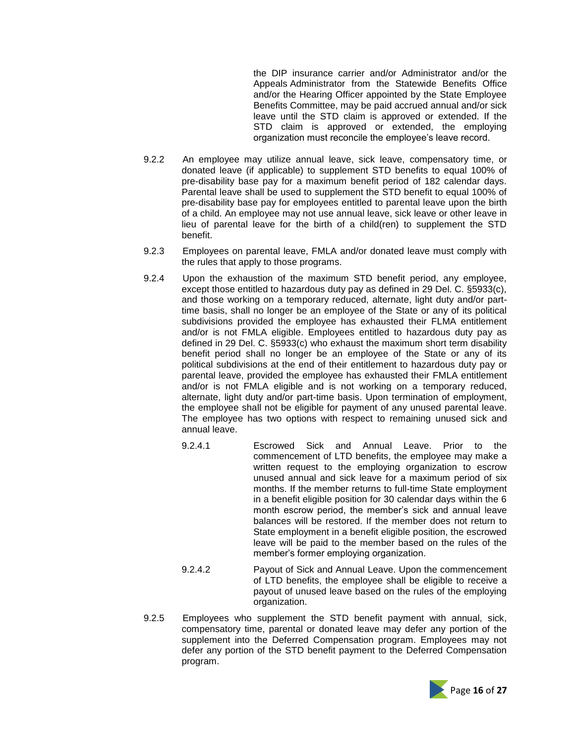the DIP insurance carrier and/or Administrator and/or the Appeals Administrator from the Statewide Benefits Office and/or the Hearing Officer appointed by the State Employee Benefits Committee, may be paid accrued annual and/or sick leave until the STD claim is approved or extended. If the STD claim is approved or extended, the employing organization must reconcile the employee's leave record.

9.2.2 An employee may utilize annual leave, sick leave, compensatory time, or donated leave (if applicable) to supplement STD benefits to equal 100% of pre-disability base pay for a maximum benefit period of 182 calendar days. Parental leave shall be used to supplement the STD benefit to equal 100% of pre-disability base pay for employees entitled to parental leave upon the birth of a child. An employee may not use annual leave, sick leave or other leave in lieu of parental leave for the birth of a child(ren) to supplement the STD benefit.

9.2.3 Employees on parental leave, FMLA and/or donated leave must comply with the rules that apply to those programs.

9.2.4 Upon the exhaustion of the maximum STD benefit period, any employee, except those entitled to hazardous duty pay as defined in 29 Del. C. §5933(c), and those working on a temporary reduced, alternate, light duty and/or part-time basis, shall no longer be an employee of the State or any of its political subdivisions provided the employee has exhausted their FLMA entitlement and/or is not FMLA eligible. Employees entitled to hazardous duty pay as defined in 29 Del. C. §5933(c) who exhaust the maximum short term disability benefit period shall no longer be an employee of the State or any of its political subdivisions at the end of their entitlement to hazardous duty pay or parental leave, provided the employee has exhausted their FMLA entitlement and/or is not FMLA eligible and is not working on a temporary reduced, alternate, light duty and/or part-time basis. Upon termination of employment, the employee shall not be eligible for payment of any unused parental leave. The employee has two options with respect to remaining unused sick and annual leave.

9.2.4.1 Escrowed Sick and Annual Leave. Prior to the commencement of LTD benefits, the employee may make a written request to the employing organization to escrow unused annual and sick leave for a maximum period of six months. If the member returns to full-time State employment in a benefit eligible position for 30 calendar days within the 6 month escrow period, the member's sick and annual leave balances will be restored. If the member does not return to State employment in a benefit eligible position, the escrowed leave will be paid to the member based on the rules of the member's former employing organization.

9.2.4.2 Payout of Sick and Annual Leave. Upon the commencement of LTD benefits, the employee shall be eligible to receive a payout of unused leave based on the rules of the employing organization.

9.2.5 Employees who supplement the STD benefit payment with annual, sick, compensatory time, parental or donated leave may defer any portion of the supplement into the Deferred Compensation program. Employees may not defer any portion of the STD benefit payment to the Deferred Compensation program.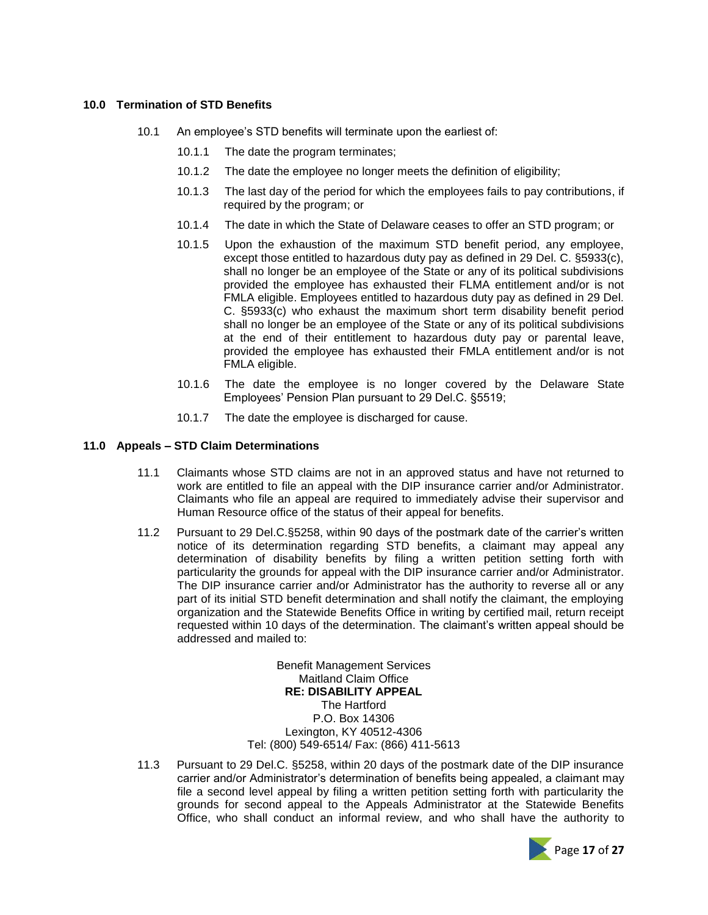## 10.0 Termination of STD Benefits

10.1 An employee's STD benefits will terminate upon the earliest of:

10.1.1 The date the program terminates;

10.1.2 The date the employee no longer meets the definition of eligibility;

10.1.3 The last day of the period for which the employees fails to pay contributions, if required by the program; or

10.1.4 The date in which the State of Delaware ceases to offer an STD program; or

10.1.5 Upon the exhaustion of the maximum STD benefit period, any employee, except those entitled to hazardous duty pay as defined in 29 Del. C. §5933(c), shall no longer be an employee of the State or any of its political subdivisions provided the employee has exhausted their FLMA entitlement and/or is not FMLA eligible. Employees entitled to hazardous duty pay as defined in 29 Del. C. §5933(c) who exhaust the maximum short term disability benefit period shall no longer be an employee of the State or any of its political subdivisions at the end of their entitlement to hazardous duty pay or parental leave, provided the employee has exhausted their FMLA entitlement and/or is not FMLA eligible.

10.1.6 The date the employee is no longer covered by the Delaware State Employees' Pension Plan pursuant to 29 Del.C. §5519;

10.1.7 The date the employee is discharged for cause.

## 11.0 Appeals – STD Claim Determinations

11.1 Claimants whose STD claims are not in an approved status and have not returned to work are entitled to file an appeal with the DIP insurance carrier and/or Administrator. Claimants who file an appeal are required to immediately advise their supervisor and Human Resource office of the status of their appeal for benefits.

11.2 Pursuant to 29 Del.C.§5258, within 90 days of the postmark date of the carrier's written notice of its determination regarding STD benefits, a claimant may appeal any determination of disability benefits by filing a written petition setting forth with particularity the grounds for appeal with the DIP insurance carrier and/or Administrator. The DIP insurance carrier and/or Administrator has the authority to reverse all or any part of its initial STD benefit determination and shall notify the claimant, the employing organization and the Statewide Benefits Office in writing by certified mail, return receipt requested within 10 days of the determination. The claimant's written appeal should be addressed and mailed to:

Benefit Management Services
Maitland Claim Office
**RE: DISABILITY APPEAL**
The Hartford
P.O. Box 14306
Lexington, KY 40512-4306
Tel: (800) 549-6514/ Fax: (866) 411-5613

11.3 Pursuant to 29 Del.C. §5258, within 20 days of the postmark date of the DIP insurance carrier and/or Administrator's determination of benefits being appealed, a claimant may file a second level appeal by filing a written petition setting forth with particularity the grounds for second appeal to the Appeals Administrator at the Statewide Benefits Office, who shall conduct an informal review, and who shall have the authority to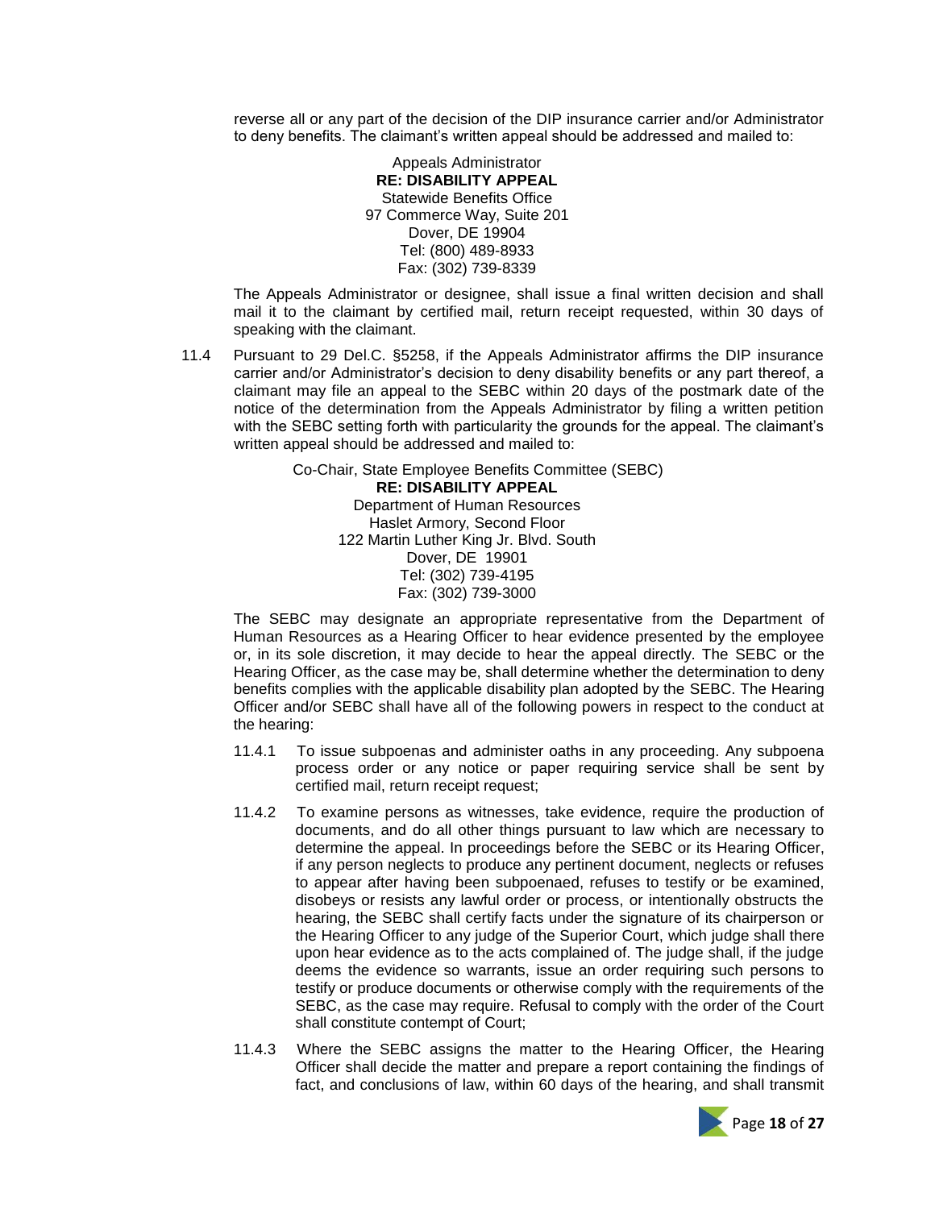reverse all or any part of the decision of the DIP insurance carrier and/or Administrator to deny benefits. The claimant's written appeal should be addressed and mailed to:

Appeals Administrator
**RE: DISABILITY APPEAL**
Statewide Benefits Office
97 Commerce Way, Suite 201
Dover, DE 19904
Tel: (800) 489-8933
Fax: (302) 739-8339

The Appeals Administrator or designee, shall issue a final written decision and shall mail it to the claimant by certified mail, return receipt requested, within 30 days of speaking with the claimant.

11.4 Pursuant to 29 Del.C. §5258, if the Appeals Administrator affirms the DIP insurance carrier and/or Administrator's decision to deny disability benefits or any part thereof, a claimant may file an appeal to the SEBC within 20 days of the postmark date of the notice of the determination from the Appeals Administrator by filing a written petition with the SEBC setting forth with particularity the grounds for the appeal. The claimant's written appeal should be addressed and mailed to:

Co-Chair, State Employee Benefits Committee (SEBC)
**RE: DISABILITY APPEAL**
Department of Human Resources
Haslet Armory, Second Floor
122 Martin Luther King Jr. Blvd. South
Dover, DE 19901
Tel: (302) 739-4195
Fax: (302) 739-3000

The SEBC may designate an appropriate representative from the Department of Human Resources as a Hearing Officer to hear evidence presented by the employee or, in its sole discretion, it may decide to hear the appeal directly. The SEBC or the Hearing Officer, as the case may be, shall determine whether the determination to deny benefits complies with the applicable disability plan adopted by the SEBC. The Hearing Officer and/or SEBC shall have all of the following powers in respect to the conduct at the hearing:

11.4.1 To issue subpoenas and administer oaths in any proceeding. Any subpoena process order or any notice or paper requiring service shall be sent by certified mail, return receipt request;

11.4.2 To examine persons as witnesses, take evidence, require the production of documents, and do all other things pursuant to law which are necessary to determine the appeal. In proceedings before the SEBC or its Hearing Officer, if any person neglects to produce any pertinent document, neglects or refuses to appear after having been subpoenaed, refuses to testify or be examined, disobeys or resists any lawful order or process, or intentionally obstructs the hearing, the SEBC shall certify facts under the signature of its chairperson or the Hearing Officer to any judge of the Superior Court, which judge shall there upon hear evidence as to the acts complained of. The judge shall, if the judge deems the evidence so warrants, issue an order requiring such persons to testify or produce documents or otherwise comply with the requirements of the SEBC, as the case may require. Refusal to comply with the order of the Court shall constitute contempt of Court;

11.4.3 Where the SEBC assigns the matter to the Hearing Officer, the Hearing Officer shall decide the matter and prepare a report containing the findings of fact, and conclusions of law, within 60 days of the hearing, and shall transmit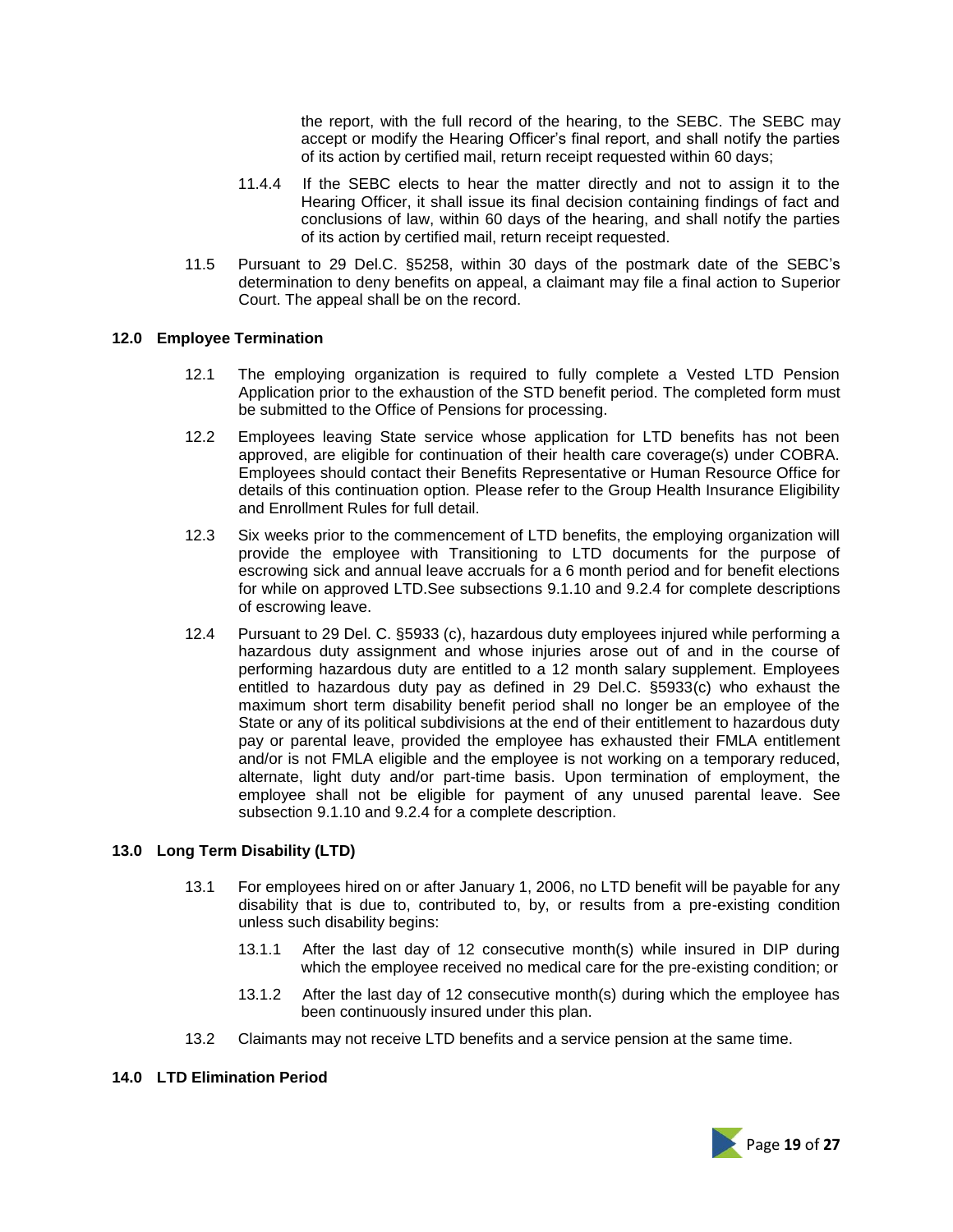the report, with the full record of the hearing, to the SEBC. The SEBC may accept or modify the Hearing Officer's final report, and shall notify the parties of its action by certified mail, return receipt requested within 60 days;

11.4.4 If the SEBC elects to hear the matter directly and not to assign it to the Hearing Officer, it shall issue its final decision containing findings of fact and conclusions of law, within 60 days of the hearing, and shall notify the parties of its action by certified mail, return receipt requested.

11.5 Pursuant to 29 Del.C. §5258, within 30 days of the postmark date of the SEBC's determination to deny benefits on appeal, a claimant may file a final action to Superior Court. The appeal shall be on the record.

## 12.0 Employee Termination

12.1 The employing organization is required to fully complete a Vested LTD Pension Application prior to the exhaustion of the STD benefit period. The completed form must be submitted to the Office of Pensions for processing.

12.2 Employees leaving State service whose application for LTD benefits has not been approved, are eligible for continuation of their health care coverage(s) under COBRA. Employees should contact their Benefits Representative or Human Resource Office for details of this continuation option. Please refer to the Group Health Insurance Eligibility and Enrollment Rules for full detail.

12.3 Six weeks prior to the commencement of LTD benefits, the employing organization will provide the employee with Transitioning to LTD documents for the purpose of escrowing sick and annual leave accruals for a 6 month period and for benefit elections for while on approved LTD.See subsections 9.1.10 and 9.2.4 for complete descriptions of escrowing leave.

12.4 Pursuant to 29 Del. C. §5933 (c), hazardous duty employees injured while performing a hazardous duty assignment and whose injuries arose out of and in the course of performing hazardous duty are entitled to a 12 month salary supplement. Employees entitled to hazardous duty pay as defined in 29 Del.C. §5933(c) who exhaust the maximum short term disability benefit period shall no longer be an employee of the State or any of its political subdivisions at the end of their entitlement to hazardous duty pay or parental leave, provided the employee has exhausted their FMLA entitlement and/or is not FMLA eligible and the employee is not working on a temporary reduced, alternate, light duty and/or part-time basis. Upon termination of employment, the employee shall not be eligible for payment of any unused parental leave. See subsection 9.1.10 and 9.2.4 for a complete description.

## 13.0 Long Term Disability (LTD)

13.1 For employees hired on or after January 1, 2006, no LTD benefit will be payable for any disability that is due to, contributed to, by, or results from a pre-existing condition unless such disability begins:

13.1.1 After the last day of 12 consecutive month(s) while insured in DIP during which the employee received no medical care for the pre-existing condition; or

13.1.2 After the last day of 12 consecutive month(s) during which the employee has been continuously insured under this plan.

13.2 Claimants may not receive LTD benefits and a service pension at the same time.

## 14.0 LTD Elimination Period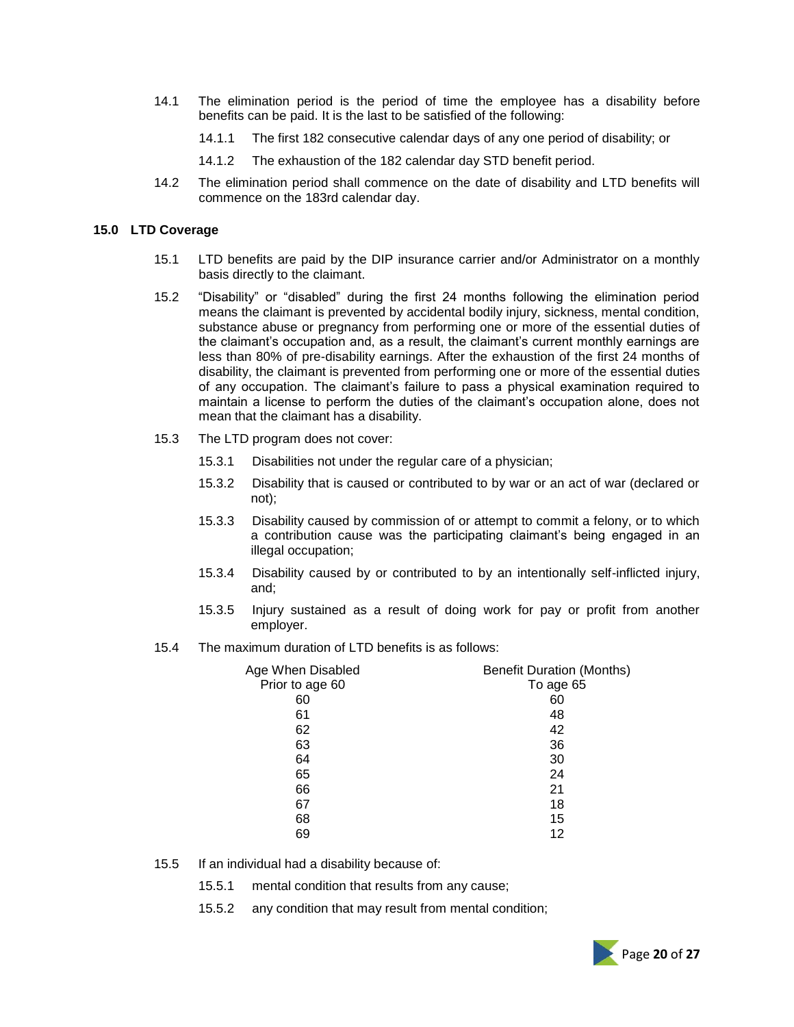14.1 The elimination period is the period of time the employee has a disability before benefits can be paid. It is the last to be satisfied of the following:

14.1.1 The first 182 consecutive calendar days of any one period of disability; or

14.1.2 The exhaustion of the 182 calendar day STD benefit period.

14.2 The elimination period shall commence on the date of disability and LTD benefits will commence on the 183rd calendar day.

## 15.0 LTD Coverage

15.1 LTD benefits are paid by the DIP insurance carrier and/or Administrator on a monthly basis directly to the claimant.

15.2 "Disability" or "disabled" during the first 24 months following the elimination period means the claimant is prevented by accidental bodily injury, sickness, mental condition, substance abuse or pregnancy from performing one or more of the essential duties of the claimant's occupation and, as a result, the claimant's current monthly earnings are less than 80% of pre-disability earnings. After the exhaustion of the first 24 months of disability, the claimant is prevented from performing one or more of the essential duties of any occupation. The claimant's failure to pass a physical examination required to maintain a license to perform the duties of the claimant's occupation alone, does not mean that the claimant has a disability.

15.3 The LTD program does not cover:

15.3.1 Disabilities not under the regular care of a physician;

15.3.2 Disability that is caused or contributed to by war or an act of war (declared or not);

15.3.3 Disability caused by commission of or attempt to commit a felony, or to which a contribution cause was the participating claimant's being engaged in an illegal occupation;

15.3.4 Disability caused by or contributed to by an intentionally self-inflicted injury, and;

15.3.5 Injury sustained as a result of doing work for pay or profit from another employer.

15.4 The maximum duration of LTD benefits is as follows:

| Age When Disabled | Benefit Duration (Months) |
|---|---|
| Prior to age 60 | To age 65 |
| 60 | 60 |
| 61 | 48 |
| 62 | 42 |
| 63 | 36 |
| 64 | 30 |
| 65 | 24 |
| 66 | 21 |
| 67 | 18 |
| 68 | 15 |
| 69 | 12 |

15.5 If an individual had a disability because of:

15.5.1 mental condition that results from any cause;

15.5.2 any condition that may result from mental condition;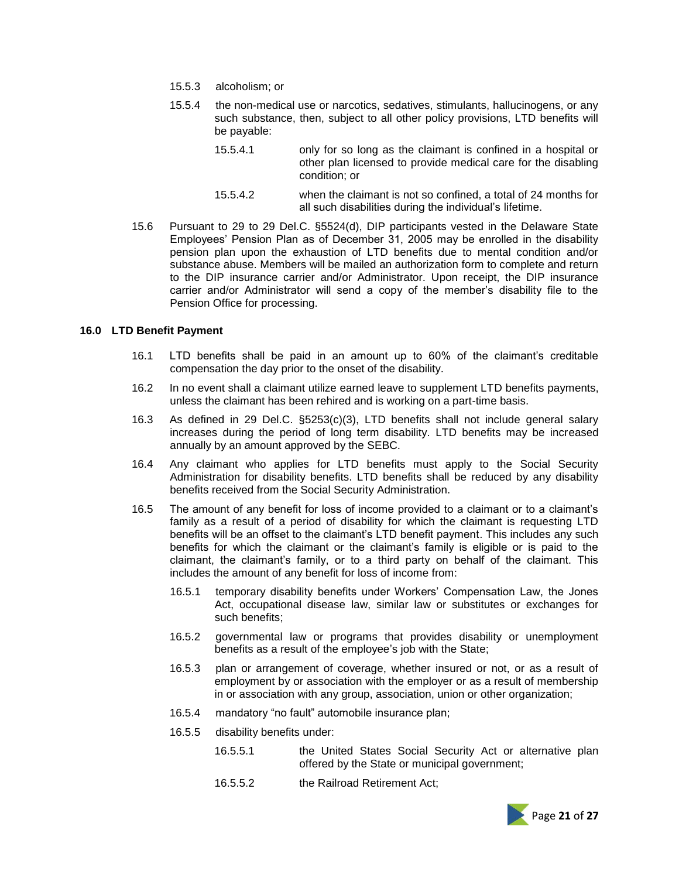15.5.3 alcoholism; or

15.5.4 the non-medical use or narcotics, sedatives, stimulants, hallucinogens, or any such substance, then, subject to all other policy provisions, LTD benefits will be payable:

15.5.4.1 only for so long as the claimant is confined in a hospital or other plan licensed to provide medical care for the disabling condition; or

15.5.4.2 when the claimant is not so confined, a total of 24 months for all such disabilities during the individual's lifetime.

15.6 Pursuant to 29 to 29 Del.C. §5524(d), DIP participants vested in the Delaware State Employees' Pension Plan as of December 31, 2005 may be enrolled in the disability pension plan upon the exhaustion of LTD benefits due to mental condition and/or substance abuse. Members will be mailed an authorization form to complete and return to the DIP insurance carrier and/or Administrator. Upon receipt, the DIP insurance carrier and/or Administrator will send a copy of the member's disability file to the Pension Office for processing.

**16.0 LTD Benefit Payment**

16.1 LTD benefits shall be paid in an amount up to 60% of the claimant's creditable compensation the day prior to the onset of the disability.

16.2 In no event shall a claimant utilize earned leave to supplement LTD benefits payments, unless the claimant has been rehired and is working on a part-time basis.

16.3 As defined in 29 Del.C. §5253(c)(3), LTD benefits shall not include general salary increases during the period of long term disability. LTD benefits may be increased annually by an amount approved by the SEBC.

16.4 Any claimant who applies for LTD benefits must apply to the Social Security Administration for disability benefits. LTD benefits shall be reduced by any disability benefits received from the Social Security Administration.

16.5 The amount of any benefit for loss of income provided to a claimant or to a claimant's family as a result of a period of disability for which the claimant is requesting LTD benefits will be an offset to the claimant's LTD benefit payment. This includes any such benefits for which the claimant or the claimant's family is eligible or is paid to the claimant, the claimant's family, or to a third party on behalf of the claimant. This includes the amount of any benefit for loss of income from:

16.5.1 temporary disability benefits under Workers' Compensation Law, the Jones Act, occupational disease law, similar law or substitutes or exchanges for such benefits;

16.5.2 governmental law or programs that provides disability or unemployment benefits as a result of the employee's job with the State;

16.5.3 plan or arrangement of coverage, whether insured or not, or as a result of employment by or association with the employer or as a result of membership in or association with any group, association, union or other organization;

16.5.4 mandatory "no fault" automobile insurance plan;

16.5.5 disability benefits under:

16.5.5.1 the United States Social Security Act or alternative plan offered by the State or municipal government;

16.5.5.2 the Railroad Retirement Act;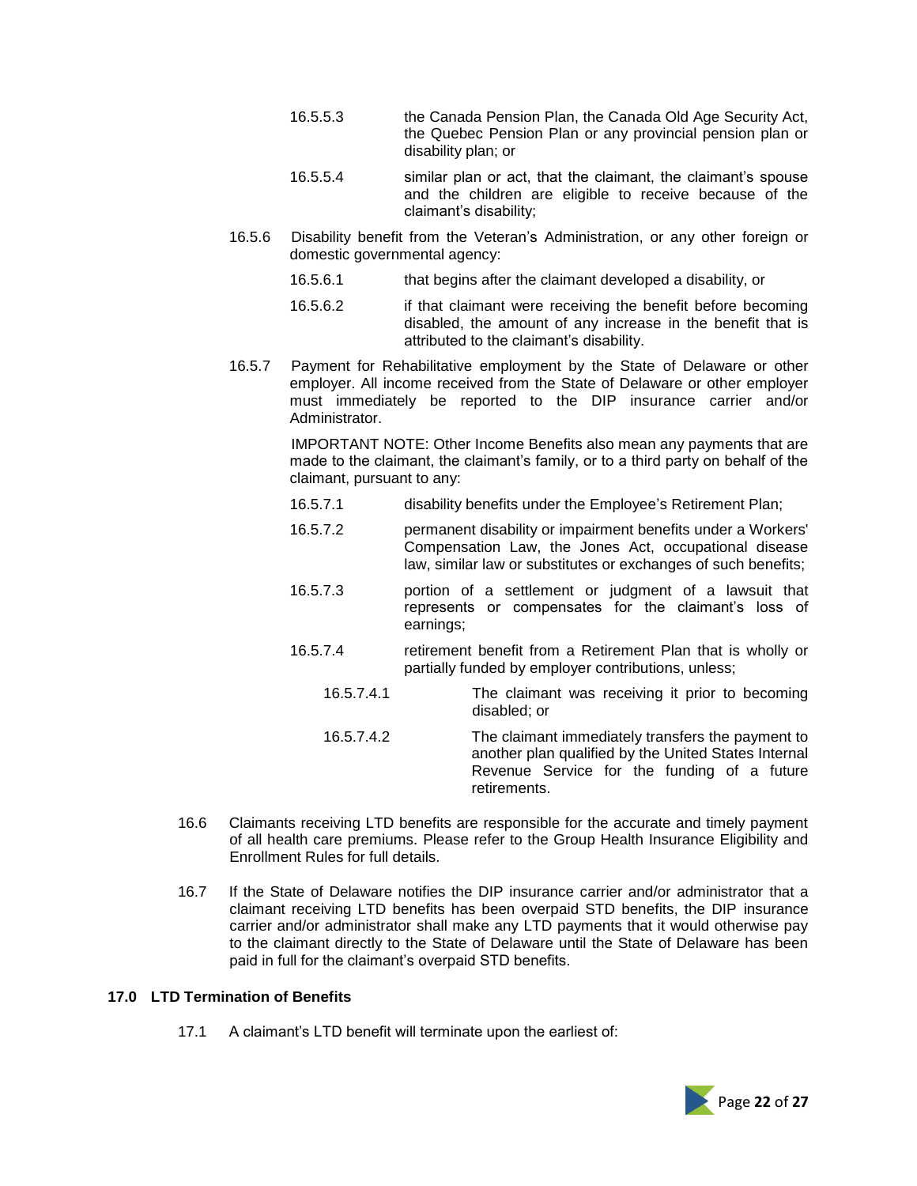16.5.5.3 the Canada Pension Plan, the Canada Old Age Security Act, the Quebec Pension Plan or any provincial pension plan or disability plan; or

16.5.5.4 similar plan or act, that the claimant, the claimant's spouse and the children are eligible to receive because of the claimant's disability;

16.5.6 Disability benefit from the Veteran's Administration, or any other foreign or domestic governmental agency:

16.5.6.1 that begins after the claimant developed a disability, or

16.5.6.2 if that claimant were receiving the benefit before becoming disabled, the amount of any increase in the benefit that is attributed to the claimant's disability.

16.5.7 Payment for Rehabilitative employment by the State of Delaware or other employer. All income received from the State of Delaware or other employer must immediately be reported to the DIP insurance carrier and/or Administrator.

IMPORTANT NOTE: Other Income Benefits also mean any payments that are made to the claimant, the claimant's family, or to a third party on behalf of the claimant, pursuant to any:

16.5.7.1 disability benefits under the Employee's Retirement Plan;

16.5.7.2 permanent disability or impairment benefits under a Workers' Compensation Law, the Jones Act, occupational disease law, similar law or substitutes or exchanges of such benefits;

16.5.7.3 portion of a settlement or judgment of a lawsuit that represents or compensates for the claimant's loss of earnings;

16.5.7.4 retirement benefit from a Retirement Plan that is wholly or partially funded by employer contributions, unless;

16.5.7.4.1 The claimant was receiving it prior to becoming disabled; or

16.5.7.4.2 The claimant immediately transfers the payment to another plan qualified by the United States Internal Revenue Service for the funding of a future retirements.

16.6 Claimants receiving LTD benefits are responsible for the accurate and timely payment of all health care premiums. Please refer to the Group Health Insurance Eligibility and Enrollment Rules for full details.

16.7 If the State of Delaware notifies the DIP insurance carrier and/or administrator that a claimant receiving LTD benefits has been overpaid STD benefits, the DIP insurance carrier and/or administrator shall make any LTD payments that it would otherwise pay to the claimant directly to the State of Delaware until the State of Delaware has been paid in full for the claimant's overpaid STD benefits.

## 17.0 LTD Termination of Benefits

17.1 A claimant's LTD benefit will terminate upon the earliest of: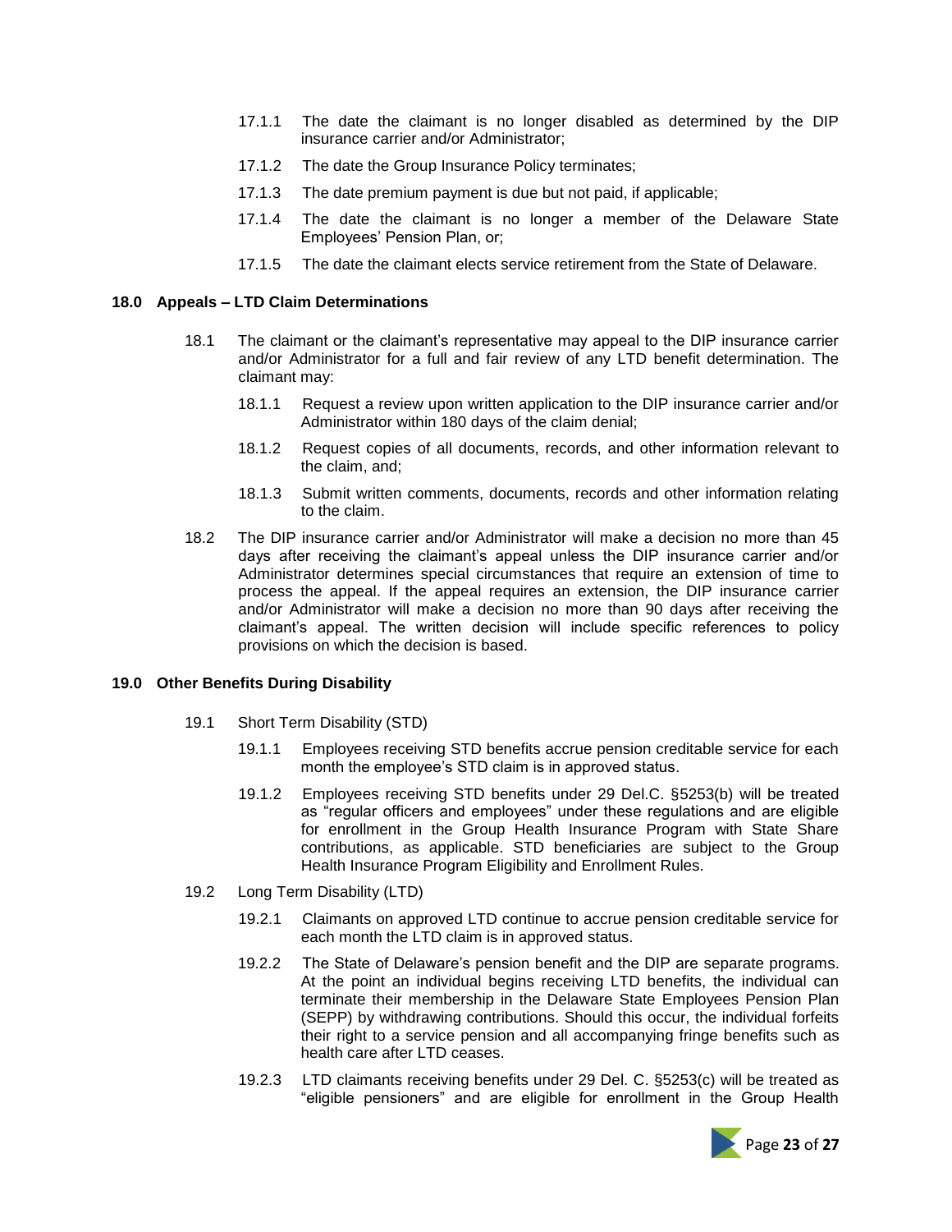17.1.1 The date the claimant is no longer disabled as determined by the DIP insurance carrier and/or Administrator;

17.1.2 The date the Group Insurance Policy terminates;

17.1.3 The date premium payment is due but not paid, if applicable;

17.1.4 The date the claimant is no longer a member of the Delaware State Employees' Pension Plan, or;

17.1.5 The date the claimant elects service retirement from the State of Delaware.

## 18.0 Appeals – LTD Claim Determinations

18.1 The claimant or the claimant's representative may appeal to the DIP insurance carrier and/or Administrator for a full and fair review of any LTD benefit determination. The claimant may:

18.1.1 Request a review upon written application to the DIP insurance carrier and/or Administrator within 180 days of the claim denial;

18.1.2 Request copies of all documents, records, and other information relevant to the claim, and;

18.1.3 Submit written comments, documents, records and other information relating to the claim.

18.2 The DIP insurance carrier and/or Administrator will make a decision no more than 45 days after receiving the claimant's appeal unless the DIP insurance carrier and/or Administrator determines special circumstances that require an extension of time to process the appeal. If the appeal requires an extension, the DIP insurance carrier and/or Administrator will make a decision no more than 90 days after receiving the claimant's appeal. The written decision will include specific references to policy provisions on which the decision is based.

## 19.0 Other Benefits During Disability

19.1 Short Term Disability (STD)

19.1.1 Employees receiving STD benefits accrue pension creditable service for each month the employee's STD claim is in approved status.

19.1.2 Employees receiving STD benefits under 29 Del.C. §5253(b) will be treated as "regular officers and employees" under these regulations and are eligible for enrollment in the Group Health Insurance Program with State Share contributions, as applicable. STD beneficiaries are subject to the Group Health Insurance Program Eligibility and Enrollment Rules.

19.2 Long Term Disability (LTD)

19.2.1 Claimants on approved LTD continue to accrue pension creditable service for each month the LTD claim is in approved status.

19.2.2 The State of Delaware's pension benefit and the DIP are separate programs. At the point an individual begins receiving LTD benefits, the individual can terminate their membership in the Delaware State Employees Pension Plan (SEPP) by withdrawing contributions. Should this occur, the individual forfeits their right to a service pension and all accompanying fringe benefits such as health care after LTD ceases.

19.2.3 LTD claimants receiving benefits under 29 Del. C. §5253(c) will be treated as "eligible pensioners" and are eligible for enrollment in the Group Health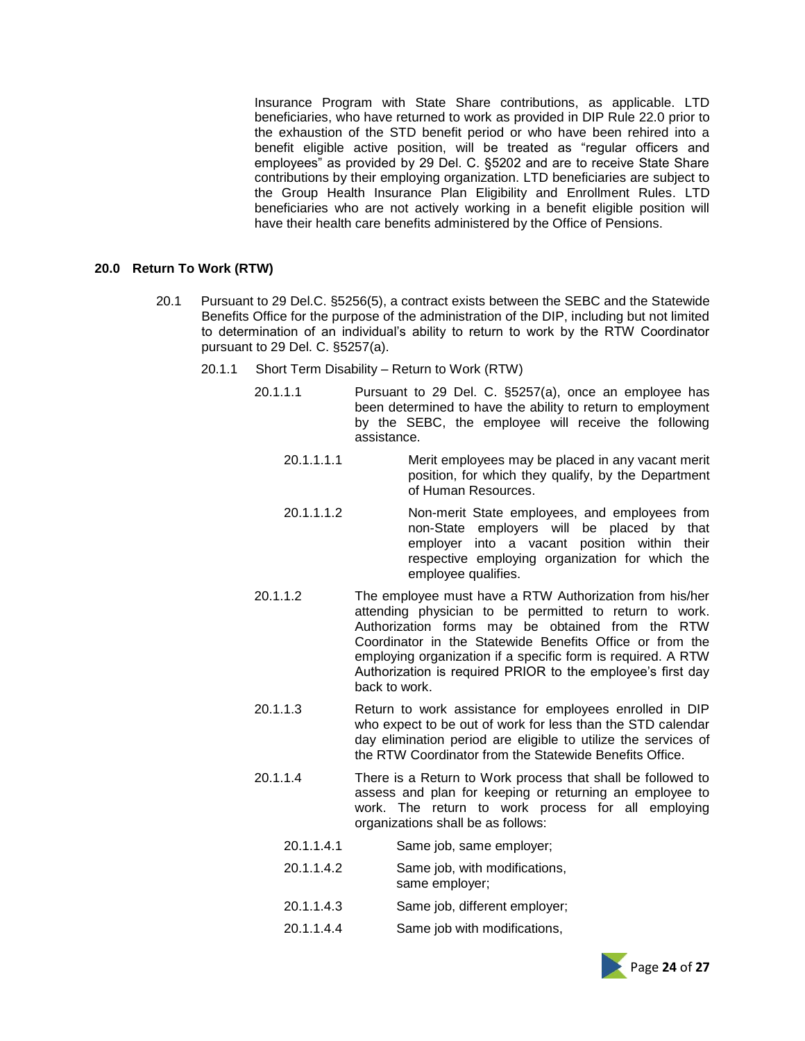Insurance Program with State Share contributions, as applicable. LTD beneficiaries, who have returned to work as provided in DIP Rule 22.0 prior to the exhaustion of the STD benefit period or who have been rehired into a benefit eligible active position, will be treated as "regular officers and employees" as provided by 29 Del. C. §5202 and are to receive State Share contributions by their employing organization. LTD beneficiaries are subject to the Group Health Insurance Plan Eligibility and Enrollment Rules. LTD beneficiaries who are not actively working in a benefit eligible position will have their health care benefits administered by the Office of Pensions.

## 20.0 Return To Work (RTW)

20.1 Pursuant to 29 Del.C. §5256(5), a contract exists between the SEBC and the Statewide Benefits Office for the purpose of the administration of the DIP, including but not limited to determination of an individual's ability to return to work by the RTW Coordinator pursuant to 29 Del. C. §5257(a).

20.1.1 Short Term Disability – Return to Work (RTW)

20.1.1.1 Pursuant to 29 Del. C. §5257(a), once an employee has been determined to have the ability to return to employment by the SEBC, the employee will receive the following assistance.

20.1.1.1.1 Merit employees may be placed in any vacant merit position, for which they qualify, by the Department of Human Resources.

20.1.1.1.2 Non-merit State employees, and employees from non-State employers will be placed by that employer into a vacant position within their respective employing organization for which the employee qualifies.

20.1.1.2 The employee must have a RTW Authorization from his/her attending physician to be permitted to return to work. Authorization forms may be obtained from the RTW Coordinator in the Statewide Benefits Office or from the employing organization if a specific form is required. A RTW Authorization is required PRIOR to the employee's first day back to work.

20.1.1.3 Return to work assistance for employees enrolled in DIP who expect to be out of work for less than the STD calendar day elimination period are eligible to utilize the services of the RTW Coordinator from the Statewide Benefits Office.

20.1.1.4 There is a Return to Work process that shall be followed to assess and plan for keeping or returning an employee to work. The return to work process for all employing organizations shall be as follows:

20.1.1.4.1 Same job, same employer;

20.1.1.4.2 Same job, with modifications, same employer;

20.1.1.4.3 Same job, different employer;

20.1.1.4.4 Same job with modifications,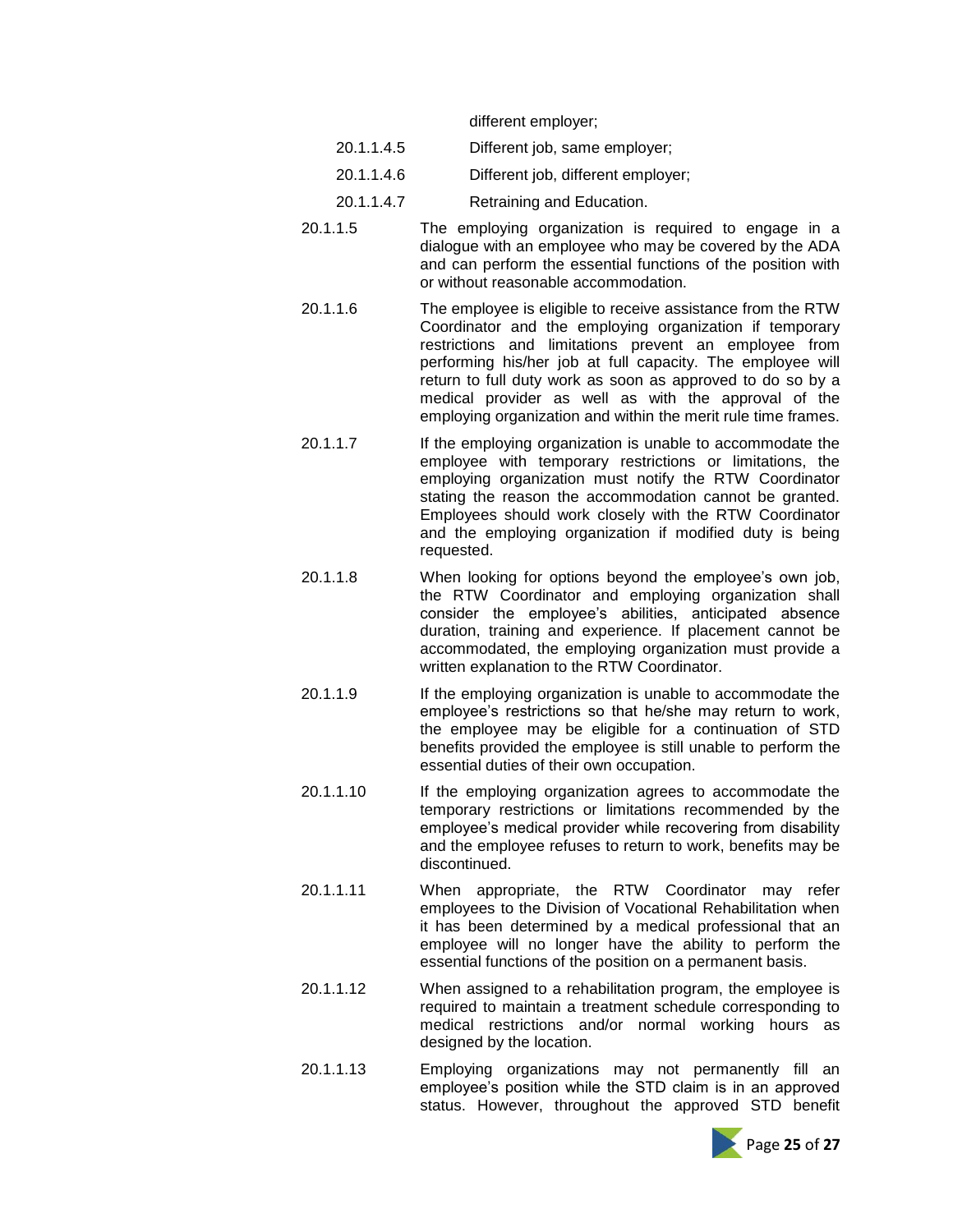different employer;

20.1.1.4.5 Different job, same employer;

20.1.1.4.6 Different job, different employer;

20.1.1.4.7 Retraining and Education.

20.1.1.5 The employing organization is required to engage in a dialogue with an employee who may be covered by the ADA and can perform the essential functions of the position with or without reasonable accommodation.

20.1.1.6 The employee is eligible to receive assistance from the RTW Coordinator and the employing organization if temporary restrictions and limitations prevent an employee from performing his/her job at full capacity. The employee will return to full duty work as soon as approved to do so by a medical provider as well as with the approval of the employing organization and within the merit rule time frames.

20.1.1.7 If the employing organization is unable to accommodate the employee with temporary restrictions or limitations, the employing organization must notify the RTW Coordinator stating the reason the accommodation cannot be granted. Employees should work closely with the RTW Coordinator and the employing organization if modified duty is being requested.

20.1.1.8 When looking for options beyond the employee's own job, the RTW Coordinator and employing organization shall consider the employee's abilities, anticipated absence duration, training and experience. If placement cannot be accommodated, the employing organization must provide a written explanation to the RTW Coordinator.

20.1.1.9 If the employing organization is unable to accommodate the employee's restrictions so that he/she may return to work, the employee may be eligible for a continuation of STD benefits provided the employee is still unable to perform the essential duties of their own occupation.

20.1.1.10 If the employing organization agrees to accommodate the temporary restrictions or limitations recommended by the employee's medical provider while recovering from disability and the employee refuses to return to work, benefits may be discontinued.

20.1.1.11 When appropriate, the RTW Coordinator may refer employees to the Division of Vocational Rehabilitation when it has been determined by a medical professional that an employee will no longer have the ability to perform the essential functions of the position on a permanent basis.

20.1.1.12 When assigned to a rehabilitation program, the employee is required to maintain a treatment schedule corresponding to medical restrictions and/or normal working hours as designed by the location.

20.1.1.13 Employing organizations may not permanently fill an employee's position while the STD claim is in an approved status. However, throughout the approved STD benefit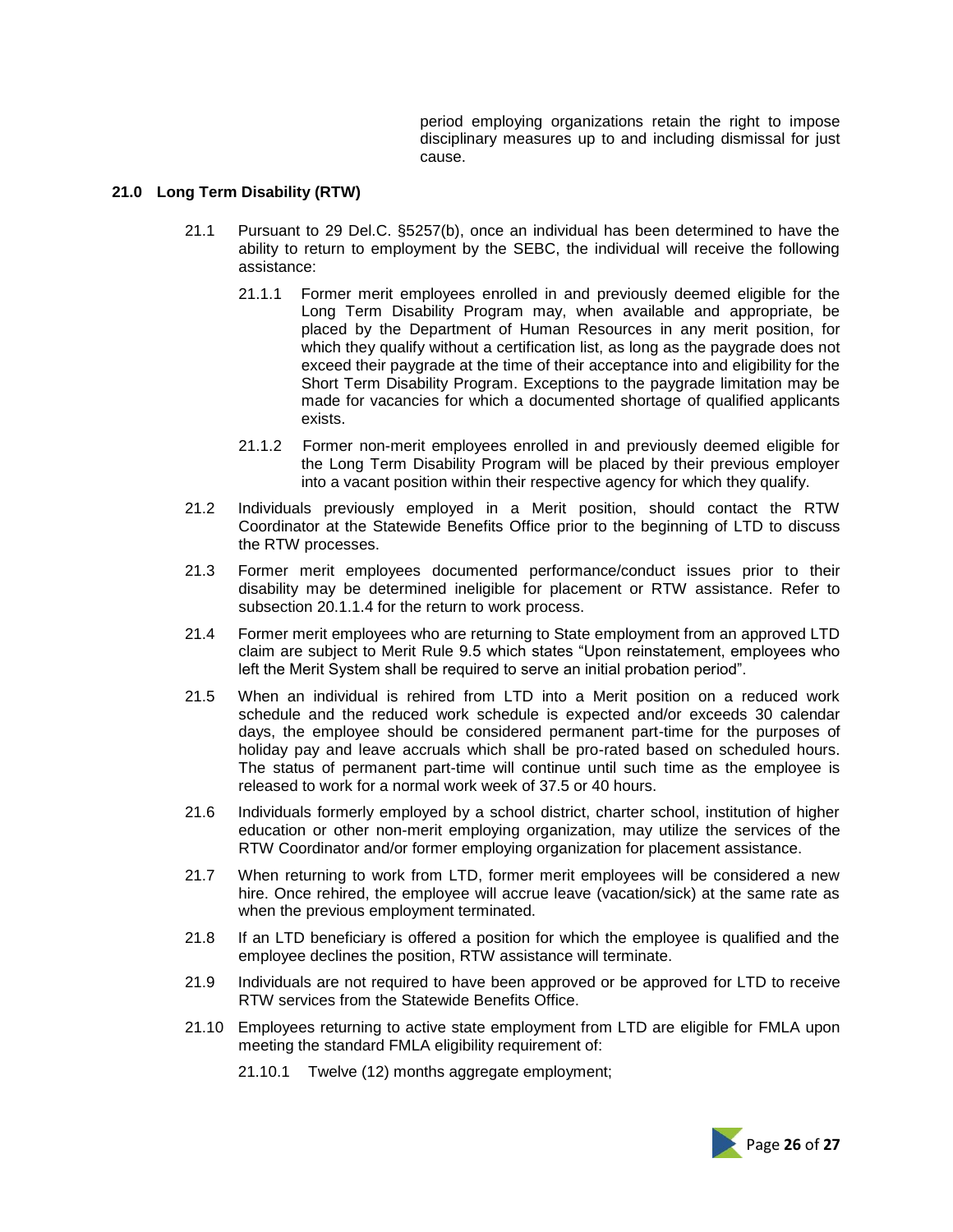period employing organizations retain the right to impose disciplinary measures up to and including dismissal for just cause.

## 21.0 Long Term Disability (RTW)

21.1 Pursuant to 29 Del.C. §5257(b), once an individual has been determined to have the ability to return to employment by the SEBC, the individual will receive the following assistance:

21.1.1 Former merit employees enrolled in and previously deemed eligible for the Long Term Disability Program may, when available and appropriate, be placed by the Department of Human Resources in any merit position, for which they qualify without a certification list, as long as the paygrade does not exceed their paygrade at the time of their acceptance into and eligibility for the Short Term Disability Program. Exceptions to the paygrade limitation may be made for vacancies for which a documented shortage of qualified applicants exists.

21.1.2 Former non-merit employees enrolled in and previously deemed eligible for the Long Term Disability Program will be placed by their previous employer into a vacant position within their respective agency for which they qualify.

21.2 Individuals previously employed in a Merit position, should contact the RTW Coordinator at the Statewide Benefits Office prior to the beginning of LTD to discuss the RTW processes.

21.3 Former merit employees documented performance/conduct issues prior to their disability may be determined ineligible for placement or RTW assistance. Refer to subsection 20.1.1.4 for the return to work process.

21.4 Former merit employees who are returning to State employment from an approved LTD claim are subject to Merit Rule 9.5 which states "Upon reinstatement, employees who left the Merit System shall be required to serve an initial probation period".

21.5 When an individual is rehired from LTD into a Merit position on a reduced work schedule and the reduced work schedule is expected and/or exceeds 30 calendar days, the employee should be considered permanent part-time for the purposes of holiday pay and leave accruals which shall be pro-rated based on scheduled hours. The status of permanent part-time will continue until such time as the employee is released to work for a normal work week of 37.5 or 40 hours.

21.6 Individuals formerly employed by a school district, charter school, institution of higher education or other non-merit employing organization, may utilize the services of the RTW Coordinator and/or former employing organization for placement assistance.

21.7 When returning to work from LTD, former merit employees will be considered a new hire. Once rehired, the employee will accrue leave (vacation/sick) at the same rate as when the previous employment terminated.

21.8 If an LTD beneficiary is offered a position for which the employee is qualified and the employee declines the position, RTW assistance will terminate.

21.9 Individuals are not required to have been approved or be approved for LTD to receive RTW services from the Statewide Benefits Office.

21.10 Employees returning to active state employment from LTD are eligible for FMLA upon meeting the standard FMLA eligibility requirement of:

21.10.1 Twelve (12) months aggregate employment;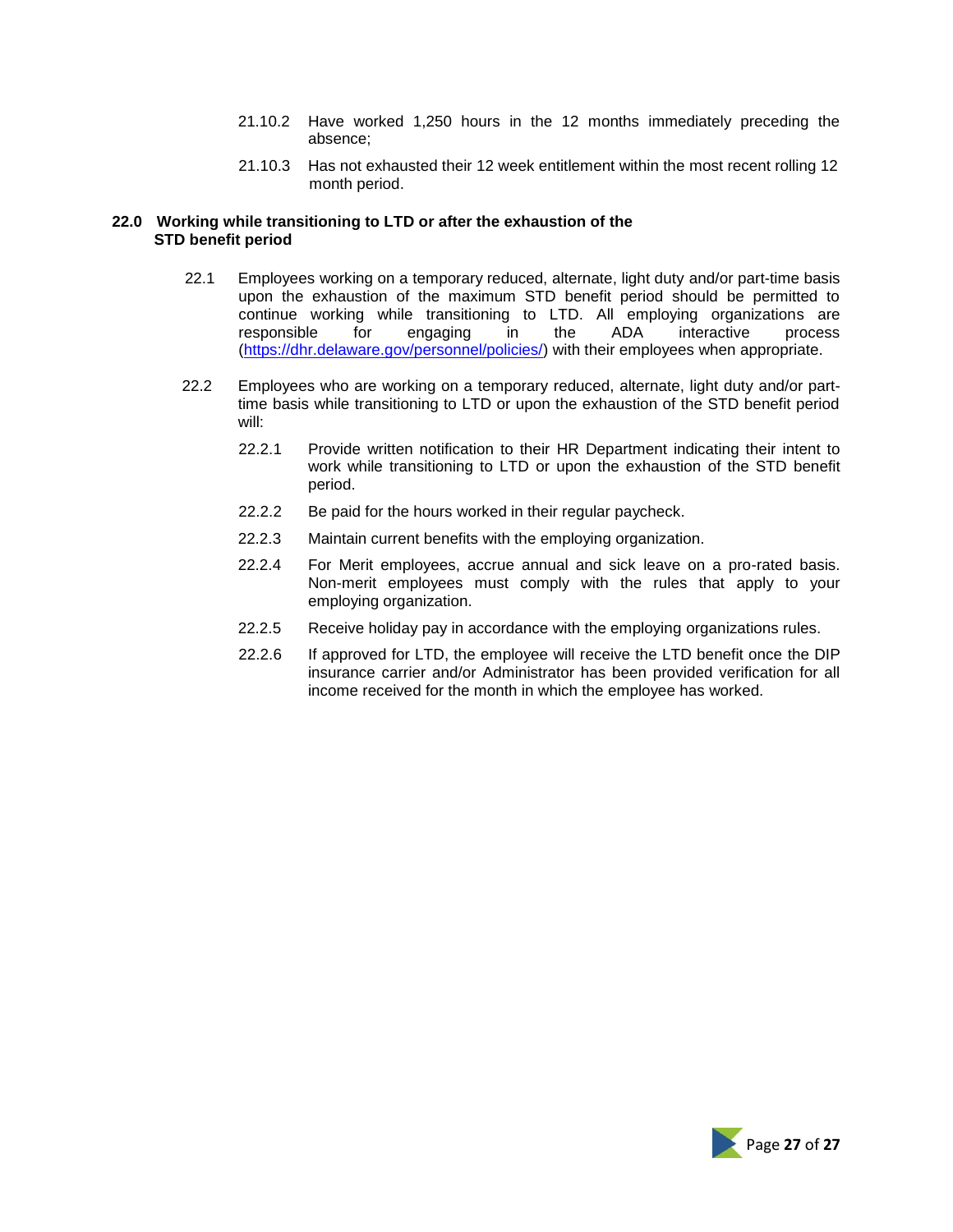21.10.2 Have worked 1,250 hours in the 12 months immediately preceding the absence;

21.10.3 Has not exhausted their 12 week entitlement within the most recent rolling 12 month period.

## 22.0 Working while transitioning to LTD or after the exhaustion of the STD benefit period

22.1 Employees working on a temporary reduced, alternate, light duty and/or part-time basis upon the exhaustion of the maximum STD benefit period should be permitted to continue working while transitioning to LTD. All employing organizations are responsible for engaging in the ADA interactive process ([https://dhr.delaware.gov/personnel/policies/](https://dhr.delaware.gov/personnel/policies/)) with their employees when appropriate.

22.2 Employees who are working on a temporary reduced, alternate, light duty and/or part-time basis while transitioning to LTD or upon the exhaustion of the STD benefit period will:

22.2.1 Provide written notification to their HR Department indicating their intent to work while transitioning to LTD or upon the exhaustion of the STD benefit period.

22.2.2 Be paid for the hours worked in their regular paycheck.

22.2.3 Maintain current benefits with the employing organization.

22.2.4 For Merit employees, accrue annual and sick leave on a pro-rated basis. Non-merit employees must comply with the rules that apply to your employing organization.

22.2.5 Receive holiday pay in accordance with the employing organizations rules.

22.2.6 If approved for LTD, the employee will receive the LTD benefit once the DIP insurance carrier and/or Administrator has been provided verification for all income received for the month in which the employee has worked.